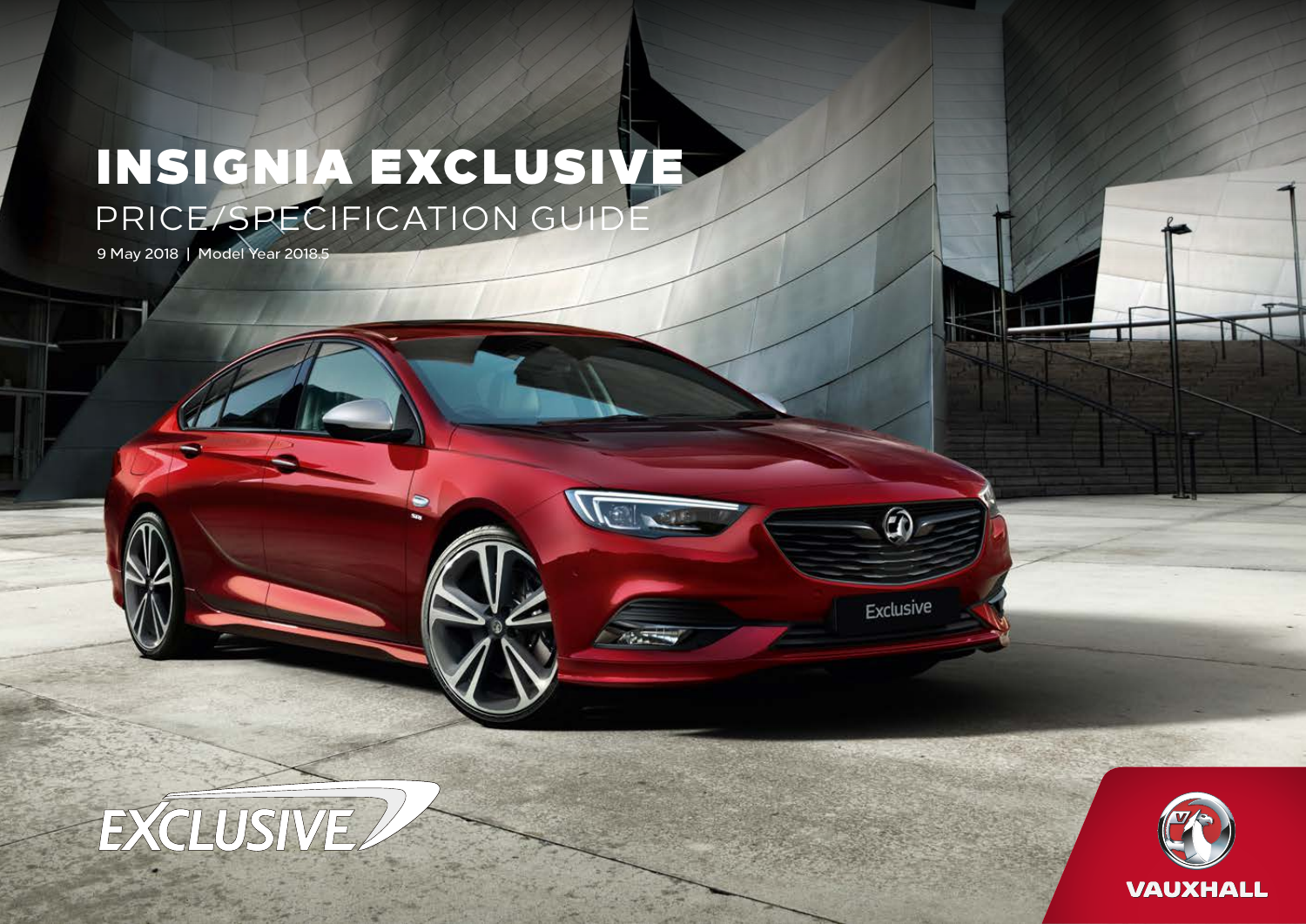# INSIGNIA EXCLUSIVE

## PRICE/SPECIFICATION GUIDE

9 May 2018 | Model Year 2018.5

EXCLUSIVE

VAUXHALL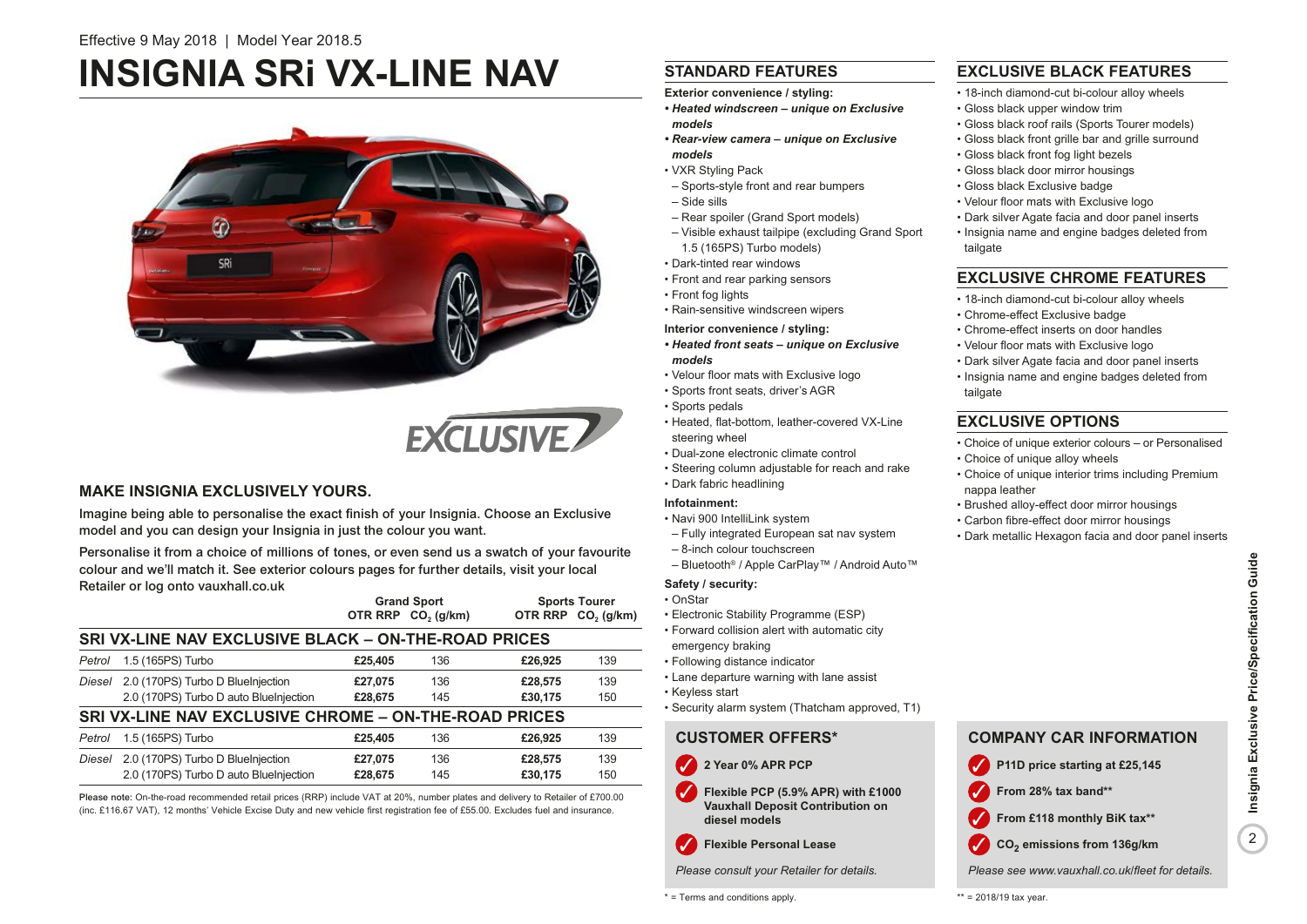Effective 9 May 2018 | Model Year 2018.5

# INSIGNIA SRi VX-LINE NAV

## MAKE INSIGNIA EXCLUSIVELY YOURS.

Imagine being able to personalise the exact finish of your Insignia. Choose an Exclusive model and you can design your Insignia in just the colour you want.

Personalise it from a choice of millions of tones, or even send us a swatch of your favourite colour and we'll match it. See exterior colours pages for further details, visit your local Retailer or log onto vauxhall.co.uk

| | | Grand Sport | | Sports Tourer | |
|---|---|---|---|---|---|
| | | OTR RRP | $CO_2$ (g/km) | OTR RRP | $CO_2$ (g/km) |
| **SRI VX-LINE NAV EXCLUSIVE BLACK – ON-THE-ROAD PRICES** | | | | | |
| *Petrol* | 1.5 (165PS) Turbo | **£25,405** | 136 | **£26,925** | 139 |
| *Diesel* | 2.0 (170PS) Turbo D BlueInjection | **£27,075** | 136 | **£28,575** | 139 |
| | 2.0 (170PS) Turbo D auto BlueInjection | **£28,675** | 145 | **£30,175** | 150 |
| **SRI VX-LINE NAV EXCLUSIVE CHROME – ON-THE-ROAD PRICES** | | | | | |
| *Petrol* | 1.5 (165PS) Turbo | **£25,405** | 136 | **£26,925** | 139 |
| *Diesel* | 2.0 (170PS) Turbo D BlueInjection | **£27,075** | 136 | **£28,575** | 139 |
| | 2.0 (170PS) Turbo D auto BlueInjection | **£28,675** | 145 | **£30,175** | 150 |

**Please note:** On-the-road recommended retail prices (RRP) include VAT at 20%, number plates and delivery to Retailer of £700.00 (inc. £116.67 VAT), 12 months' Vehicle Excise Duty and new vehicle first registration fee of £55.00. Excludes fuel and insurance.

## STANDARD FEATURES

**Exterior convenience / styling:**

- ***Heated windscreen – unique on Exclusive models***
- ***Rear-view camera – unique on Exclusive models***
- VXR Styling Pack
  - Sports-style front and rear bumpers
  - Side sills
  - Rear spoiler (Grand Sport models)
  - Visible exhaust tailpipe (excluding Grand Sport 1.5 (165PS) Turbo models)
- Dark-tinted rear windows
- Front and rear parking sensors
- Front fog lights
- Rain-sensitive windscreen wipers

**Interior convenience / styling:**

- ***Heated front seats – unique on Exclusive models***
- Velour floor mats with Exclusive logo
- Sports front seats, driver's AGR
- Sports pedals
- Heated, flat-bottom, leather-covered VX-Line steering wheel
- Dual-zone electronic climate control
- Steering column adjustable for reach and rake
- Dark fabric headlining

**Infotainment:**

- Navi 900 IntelliLink system
  - Fully integrated European sat nav system
  - 8-inch colour touchscreen
  - Bluetooth® / Apple CarPlay™ / Android Auto™

**Safety / security:**

- OnStar
- Electronic Stability Programme (ESP)
- Forward collision alert with automatic city emergency braking
- Following distance indicator
- Lane departure warning with lane assist
- Keyless start
- Security alarm system (Thatcham approved, T1)

## CUSTOMER OFFERS*

- **2 Year 0% APR PCP**
- **Flexible PCP (5.9% APR) with £1000 Vauxhall Deposit Contribution on diesel models**
- **Flexible Personal Lease**

*Please consult your Retailer for details.*

\* = Terms and conditions apply.

## EXCLUSIVE BLACK FEATURES

- 18-inch diamond-cut bi-colour alloy wheels
- Gloss black upper window trim
- Gloss black roof rails (Sports Tourer models)
- Gloss black front grille bar and grille surround
- Gloss black front fog light bezels
- Gloss black door mirror housings
- Gloss black Exclusive badge
- Velour floor mats with Exclusive logo
- Dark silver Agate facia and door panel inserts
- Insignia name and engine badges deleted from tailgate

## EXCLUSIVE CHROME FEATURES

- 18-inch diamond-cut bi-colour alloy wheels
- Chrome-effect Exclusive badge
- Chrome-effect inserts on door handles
- Velour floor mats with Exclusive logo
- Dark silver Agate facia and door panel inserts
- Insignia name and engine badges deleted from tailgate

## EXCLUSIVE OPTIONS

- Choice of unique exterior colours – or Personalised
- Choice of unique alloy wheels
- Choice of unique interior trims including Premium nappa leather
- Brushed alloy-effect door mirror housings
- Carbon fibre-effect door mirror housings
- Dark metallic Hexagon facia and door panel inserts

## COMPANY CAR INFORMATION

- **P11D price starting at £25,145**
- **From 28% tax band****
- **From £118 monthly BiK tax****
- **$CO_2$ emissions from 136g/km**

*Please see www.vauxhall.co.uk/fleet for details.*

** = 2018/19 tax year.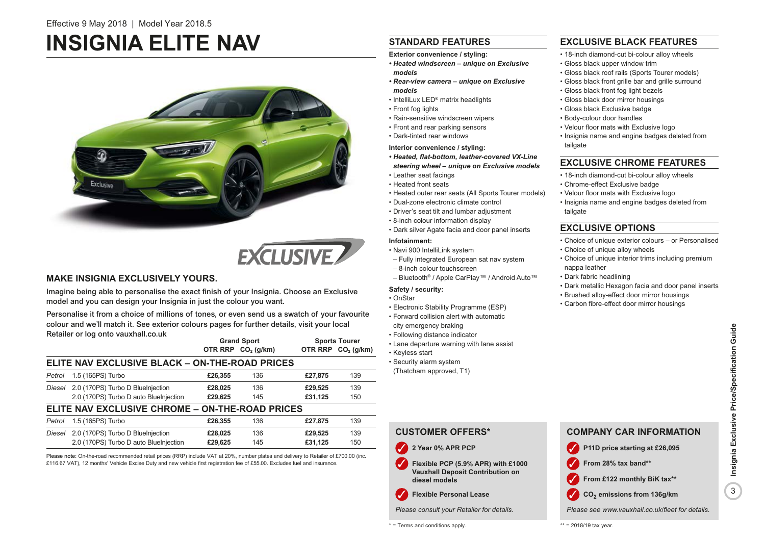Effective 9 May 2018 | Model Year 2018.5

# INSIGNIA ELITE NAV

## MAKE INSIGNIA EXCLUSIVELY YOURS.

Imagine being able to personalise the exact finish of your Insignia. Choose an Exclusive model and you can design your Insignia in just the colour you want.

Personalise it from a choice of millions of tones, or even send us a swatch of your favourite colour and we'll match it. See exterior colours pages for further details, visit your local Retailer or log onto vauxhall.co.uk

| | | Grand Sport | | Sports Tourer | |
|---|---|---|---|---|---|
| | | OTR RRP | $CO_2$ (g/km) | OTR RRP | $CO_2$ (g/km) |
| **ELITE NAV EXCLUSIVE BLACK – ON-THE-ROAD PRICES** | | | | | |
| *Petrol* | 1.5 (165PS) Turbo | **£26,355** | 136 | **£27,875** | 139 |
| *Diesel* | 2.0 (170PS) Turbo D BlueInjection | **£28,025** | 136 | **£29,525** | 139 |
| | 2.0 (170PS) Turbo D auto BlueInjection | **£29,625** | 145 | **£31,125** | 150 |
| **ELITE NAV EXCLUSIVE CHROME – ON-THE-ROAD PRICES** | | | | | |
| *Petrol* | 1.5 (165PS) Turbo | **£26,355** | 136 | **£27,875** | 139 |
| *Diesel* | 2.0 (170PS) Turbo D BlueInjection | **£28,025** | 136 | **£29,525** | 139 |
| | 2.0 (170PS) Turbo D auto BlueInjection | **£29,625** | 145 | **£31,125** | 150 |

**Please note:** On-the-road recommended retail prices (RRP) include VAT at 20%, number plates and delivery to Retailer of £700.00 (inc. £116.67 VAT), 12 months' Vehicle Excise Duty and new vehicle first registration fee of £55.00. Excludes fuel and insurance.

## STANDARD FEATURES

**Exterior convenience / styling:**

- ***Heated windscreen – unique on Exclusive models***
- ***Rear-view camera – unique on Exclusive models***
- IntelliLux LED® matrix headlights
- Front fog lights
- Rain-sensitive windscreen wipers
- Front and rear parking sensors
- Dark-tinted rear windows

**Interior convenience / styling:**

- ***Heated, flat-bottom, leather-covered VX-Line steering wheel – unique on Exclusive models***
- Leather seat facings
- Heated front seats
- Heated outer rear seats (All Sports Tourer models)
- Dual-zone electronic climate control
- Driver's seat tilt and lumbar adjustment
- 8-inch colour information display
- Dark silver Agate facia and door panel inserts

**Infotainment:**

- Navi 900 IntelliLink system
  - Fully integrated European sat nav system
  - 8-inch colour touchscreen
  - Bluetooth® / Apple CarPlay™ / Android Auto™

**Safety / security:**

- OnStar
- Electronic Stability Programme (ESP)
- Forward collision alert with automatic city emergency braking
- Following distance indicator
- Lane departure warning with lane assist
- Keyless start
- Security alarm system (Thatcham approved, T1)

## EXCLUSIVE BLACK FEATURES

- 18-inch diamond-cut bi-colour alloy wheels
- Gloss black upper window trim
- Gloss black roof rails (Sports Tourer models)
- Gloss black front grille bar and grille surround
- Gloss black front fog light bezels
- Gloss black door mirror housings
- Gloss black Exclusive badge
- Body-colour door handles
- Velour floor mats with Exclusive logo
- Insignia name and engine badges deleted from tailgate

## EXCLUSIVE CHROME FEATURES

- 18-inch diamond-cut bi-colour alloy wheels
- Chrome-effect Exclusive badge
- Velour floor mats with Exclusive logo
- Insignia name and engine badges deleted from tailgate

## EXCLUSIVE OPTIONS

- Choice of unique exterior colours – or Personalised
- Choice of unique alloy wheels
- Choice of unique interior trims including premium nappa leather
- Dark fabric headlining
- Dark metallic Hexagon facia and door panel inserts
- Brushed alloy-effect door mirror housings
- Carbon fibre-effect door mirror housings

## CUSTOMER OFFERS*

- **2 Year 0% APR PCP**
- **Flexible PCP (5.9% APR) with £1000 Vauxhall Deposit Contribution on diesel models**
- **Flexible Personal Lease**

*Please consult your Retailer for details.*

\* = Terms and conditions apply.

## COMPANY CAR INFORMATION

- **P11D price starting at £26,095**
- **From 28% tax band****
- **From £122 monthly BiK tax****
- **$CO_2$ emissions from 136g/km**

*Please see www.vauxhall.co.uk/fleet for details.*

** = 2018/19 tax year.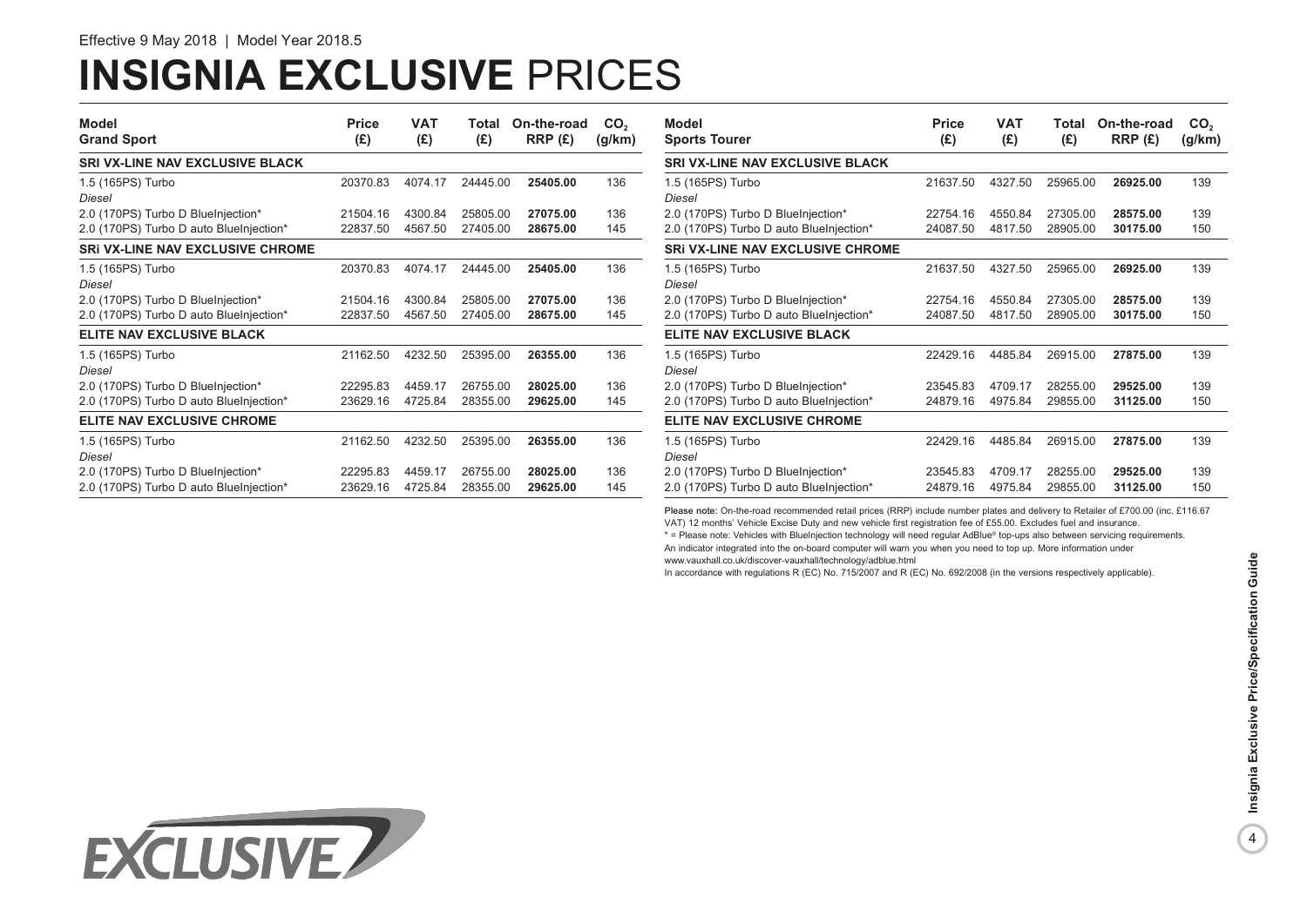Effective 9 May 2018 | Model Year 2018.5

# INSIGNIA EXCLUSIVE PRICES

| Model<br>Grand Sport | Price (£) | VAT (£) | Total (£) | On-the-road RRP (£) | $CO_2$ (g/km) |
|---|---|---|---|---|---|
| **SRI VX-LINE NAV EXCLUSIVE BLACK** | | | | | |
| 1.5 (165PS) Turbo | 20370.83 | 4074.17 | 24445.00 | **25405.00** | 136 |
| *Diesel* | | | | | |
| 2.0 (170PS) Turbo D BlueInjection* | 21504.16 | 4300.84 | 25805.00 | **27075.00** | 136 |
| 2.0 (170PS) Turbo D auto BlueInjection* | 22837.50 | 4567.50 | 27405.00 | **28675.00** | 145 |
| **SRi VX-LINE NAV EXCLUSIVE CHROME** | | | | | |
| 1.5 (165PS) Turbo | 20370.83 | 4074.17 | 24445.00 | **25405.00** | 136 |
| *Diesel* | | | | | |
| 2.0 (170PS) Turbo D BlueInjection* | 21504.16 | 4300.84 | 25805.00 | **27075.00** | 136 |
| 2.0 (170PS) Turbo D auto BlueInjection* | 22837.50 | 4567.50 | 27405.00 | **28675.00** | 145 |
| **ELITE NAV EXCLUSIVE BLACK** | | | | | |
| 1.5 (165PS) Turbo | 21162.50 | 4232.50 | 25395.00 | **26355.00** | 136 |
| *Diesel* | | | | | |
| 2.0 (170PS) Turbo D BlueInjection* | 22295.83 | 4459.17 | 26755.00 | **28025.00** | 136 |
| 2.0 (170PS) Turbo D auto BlueInjection* | 23629.16 | 4725.84 | 28355.00 | **29625.00** | 145 |
| **ELITE NAV EXCLUSIVE CHROME** | | | | | |
| 1.5 (165PS) Turbo | 21162.50 | 4232.50 | 25395.00 | **26355.00** | 136 |
| *Diesel* | | | | | |
| 2.0 (170PS) Turbo D BlueInjection* | 22295.83 | 4459.17 | 26755.00 | **28025.00** | 136 |
| 2.0 (170PS) Turbo D auto BlueInjection* | 23629.16 | 4725.84 | 28355.00 | **29625.00** | 145 |

| Model<br>Sports Tourer | Price (£) | VAT (£) | Total (£) | On-the-road RRP (£) | $CO_2$ (g/km) |
|---|---|---|---|---|---|
| **SRI VX-LINE NAV EXCLUSIVE BLACK** | | | | | |
| 1.5 (165PS) Turbo | 21637.50 | 4327.50 | 25965.00 | **26925.00** | 139 |
| *Diesel* | | | | | |
| 2.0 (170PS) Turbo D BlueInjection* | 22754.16 | 4550.84 | 27305.00 | **28575.00** | 139 |
| 2.0 (170PS) Turbo D auto BlueInjection* | 24087.50 | 4817.50 | 28905.00 | **30175.00** | 150 |
| **SRi VX-LINE NAV EXCLUSIVE CHROME** | | | | | |
| 1.5 (165PS) Turbo | 21637.50 | 4327.50 | 25965.00 | **26925.00** | 139 |
| *Diesel* | | | | | |
| 2.0 (170PS) Turbo D BlueInjection* | 22754.16 | 4550.84 | 27305.00 | **28575.00** | 139 |
| 2.0 (170PS) Turbo D auto BlueInjection* | 24087.50 | 4817.50 | 28905.00 | **30175.00** | 150 |
| **ELITE NAV EXCLUSIVE BLACK** | | | | | |
| 1.5 (165PS) Turbo | 22429.16 | 4485.84 | 26915.00 | **27875.00** | 139 |
| *Diesel* | | | | | |
| 2.0 (170PS) Turbo D BlueInjection* | 23545.83 | 4709.17 | 28255.00 | **29525.00** | 139 |
| 2.0 (170PS) Turbo D auto BlueInjection* | 24879.16 | 4975.84 | 29855.00 | **31125.00** | 150 |
| **ELITE NAV EXCLUSIVE CHROME** | | | | | |
| 1.5 (165PS) Turbo | 22429.16 | 4485.84 | 26915.00 | **27875.00** | 139 |
| *Diesel* | | | | | |
| 2.0 (170PS) Turbo D BlueInjection* | 23545.83 | 4709.17 | 28255.00 | **29525.00** | 139 |
| 2.0 (170PS) Turbo D auto BlueInjection* | 24879.16 | 4975.84 | 29855.00 | **31125.00** | 150 |

**Please note:** On-the-road recommended retail prices (RRP) include number plates and delivery to Retailer of £700.00 (inc. £116.67 VAT) 12 months' Vehicle Excise Duty and new vehicle first registration fee of £55.00. Excludes fuel and insurance.

* = Please note: Vehicles with BlueInjection technology will need regular AdBlue® top-ups also between servicing requirements. An indicator integrated into the on-board computer will warn you when you need to top up. More information under www.vauxhall.co.uk/discover-vauxhall/technology/adblue.html

In accordance with regulations R (EC) No. 715/2007 and R (EC) No. 692/2008 (in the versions respectively applicable).

EXCLUSIVE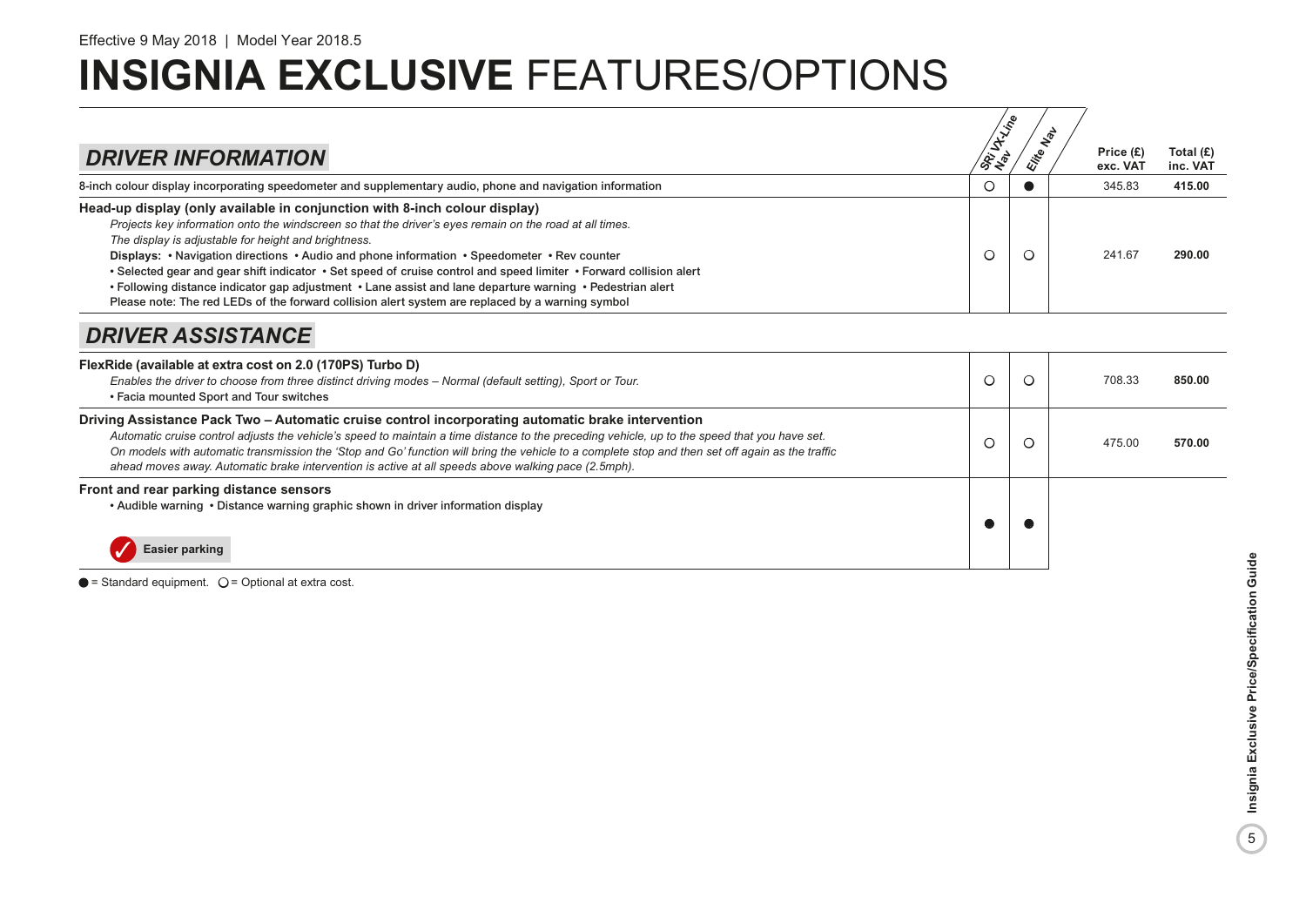Effective 9 May 2018 | Model Year 2018.5

# INSIGNIA EXCLUSIVE FEATURES/OPTIONS

## DRIVER INFORMATION

| | SRi VX-Line Nav | Elite Nav | Price (£) exc. VAT | Total (£) inc. VAT |
|---|---|---|---|---|
| 8-inch colour display incorporating speedometer and supplementary audio, phone and navigation information | ○ | ● | 345.83 | **415.00** |
| **Head-up display (only available in conjunction with 8-inch colour display)**<br>*Projects key information onto the windscreen so that the driver's eyes remain on the road at all times.*<br>*The display is adjustable for height and brightness.*<br>**Displays:** • Navigation directions • Audio and phone information • Speedometer • Rev counter<br>• Selected gear and gear shift indicator • Set speed of cruise control and speed limiter • Forward collision alert<br>• Following distance indicator gap adjustment • Lane assist and lane departure warning • Pedestrian alert<br>Please note: The red LEDs of the forward collision alert system are replaced by a warning symbol | ○ | ○ | 241.67 | **290.00** |

## DRIVER ASSISTANCE

| | SRi VX-Line Nav | Elite Nav | Price (£) exc. VAT | Total (£) inc. VAT |
|---|---|---|---|---|
| **FlexRide (available at extra cost on 2.0 (170PS) Turbo D)**<br>*Enables the driver to choose from three distinct driving modes – Normal (default setting), Sport or Tour.*<br>• Facia mounted Sport and Tour switches | ○ | ○ | 708.33 | **850.00** |
| **Driving Assistance Pack Two – Automatic cruise control incorporating automatic brake intervention**<br>*Automatic cruise control adjusts the vehicle's speed to maintain a time distance to the preceding vehicle, up to the speed that you have set.*<br>*On models with automatic transmission the 'Stop and Go' function will bring the vehicle to a complete stop and then set off again as the traffic ahead moves away. Automatic brake intervention is active at all speeds above walking pace (2.5mph).* | ○ | ○ | 475.00 | **570.00** |
| **Front and rear parking distance sensors**<br>• Audible warning • Distance warning graphic shown in driver information display<br>✓ **Easier parking** | ● | ● | | |

● = Standard equipment. ○ = Optional at extra cost.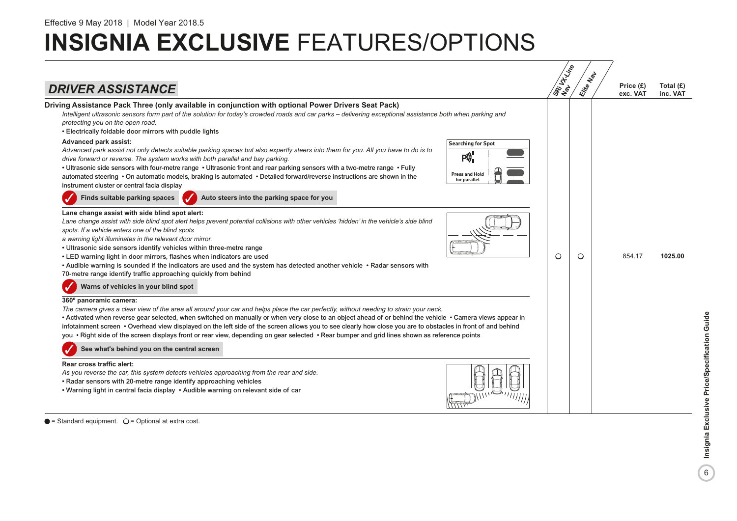Effective 9 May 2018 | Model Year 2018.5

# INSIGNIA EXCLUSIVE FEATURES/OPTIONS

## DRIVER ASSISTANCE

| | SRi VX-Line Nav | Elite Nav | Price (£) exc. VAT | Total (£) inc. VAT |
|---|---|---|---|---|
| Driving Assistance Pack Three (only available in conjunction with optional Power Drivers Seat Pack) | ○ | ○ | 854.17 | 1025.00 |

**Driving Assistance Pack Three (only available in conjunction with optional Power Drivers Seat Pack)**

*Intelligent ultrasonic sensors form part of the solution for today's crowded roads and car parks – delivering exceptional assistance both when parking and protecting you on the open road.*

- Electrically foldable door mirrors with puddle lights

**Advanced park assist:**

*Advanced park assist not only detects suitable parking spaces but also expertly steers into them for you. All you have to do is to drive forward or reverse. The system works with both parallel and bay parking.*

• Ultrasonic side sensors with four-metre range • Ultrasonic front and rear parking sensors with a two-metre range • Fully automated steering • On automatic models, braking is automated • Detailed forward/reverse instructions are shown in the instrument cluster or central facia display

Searching for Spot
Press and Hold for parallel

✓ Finds suitable parking spaces ✓ Auto steers into the parking space for you

**Lane change assist with side blind spot alert:**

*Lane change assist with side blind spot alert helps prevent potential collisions with other vehicles 'hidden' in the vehicle's side blind spots. If a vehicle enters one of the blind spots a warning light illuminates in the relevant door mirror.*

- Ultrasonic side sensors identify vehicles within three-metre range
- LED warning light in door mirrors, flashes when indicators are used
- Audible warning is sounded if the indicators are used and the system has detected another vehicle • Radar sensors with 70-metre range identify traffic approaching quickly from behind

✓ Warns of vehicles in your blind spot

**360º panoramic camera:**

*The camera gives a clear view of the area all around your car and helps place the car perfectly, without needing to strain your neck.*

• Activated when reverse gear selected, when switched on manually or when very close to an object ahead of or behind the vehicle • Camera views appear in infotainment screen • Overhead view displayed on the left side of the screen allows you to see clearly how close you are to obstacles in front of and behind you • Right side of the screen displays front or rear view, depending on gear selected • Rear bumper and grid lines shown as reference points

✓ See what's behind you on the central screen

**Rear cross traffic alert:**

*As you reverse the car, this system detects vehicles approaching from the rear and side.*

- Radar sensors with 20-metre range identify approaching vehicles
- Warning light in central facia display • Audible warning on relevant side of car

● = Standard equipment. ○ = Optional at extra cost.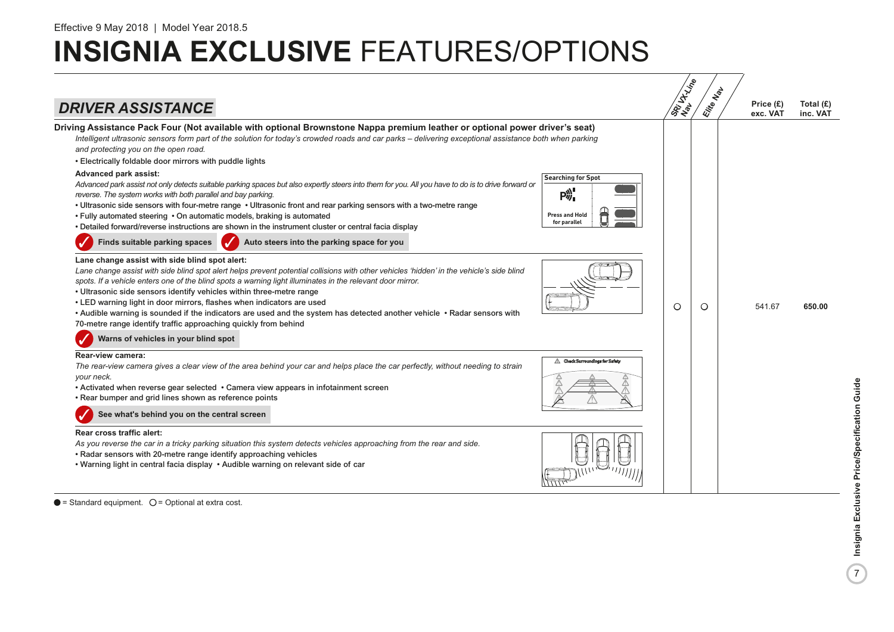Effective 9 May 2018 | Model Year 2018.5

# INSIGNIA EXCLUSIVE FEATURES/OPTIONS

## DRIVER ASSISTANCE

| | SRi VX-Line Nav | Elite Nav | Price (£) exc. VAT | Total (£) inc. VAT |
|---|---|---|---|---|
| **Driving Assistance Pack Four (Not available with optional Brownstone Nappa premium leather or optional power driver's seat)** | ○ | ○ | 541.67 | **650.00** |

**Driving Assistance Pack Four (Not available with optional Brownstone Nappa premium leather or optional power driver's seat)**

*Intelligent ultrasonic sensors form part of the solution for today's crowded roads and car parks – delivering exceptional assistance both when parking and protecting you on the open road.*

- Electrically foldable door mirrors with puddle lights

**Advanced park assist:**

*Advanced park assist not only detects suitable parking spaces but also expertly steers into them for you. All you have to do is to drive forward or reverse. The system works with both parallel and bay parking.*

- Ultrasonic side sensors with four-metre range • Ultrasonic front and rear parking sensors with a two-metre range
- Fully automated steering • On automatic models, braking is automated
- Detailed forward/reverse instructions are shown in the instrument cluster or central facia display

Searching for Spot
Press and Hold for parallel

✓ **Finds suitable parking spaces** ✓ **Auto steers into the parking space for you**

**Lane change assist with side blind spot alert:**

*Lane change assist with side blind spot alert helps prevent potential collisions with other vehicles 'hidden' in the vehicle's side blind spots. If a vehicle enters one of the blind spots a warning light illuminates in the relevant door mirror.*

- Ultrasonic side sensors identify vehicles within three-metre range
- LED warning light in door mirrors, flashes when indicators are used
- Audible warning is sounded if the indicators are used and the system has detected another vehicle • Radar sensors with 70-metre range identify traffic approaching quickly from behind

✓ **Warns of vehicles in your blind spot**

**Rear-view camera:**

*The rear-view camera gives a clear view of the area behind your car and helps place the car perfectly, without needing to strain your neck.*

- Activated when reverse gear selected • Camera view appears in infotainment screen
- Rear bumper and grid lines shown as reference points

Check Surroundings for Safety

✓ **See what's behind you on the central screen**

**Rear cross traffic alert:**

*As you reverse the car in a tricky parking situation this system detects vehicles approaching from the rear and side.*

- Radar sensors with 20-metre range identify approaching vehicles
- Warning light in central facia display • Audible warning on relevant side of car

● = Standard equipment. ○ = Optional at extra cost.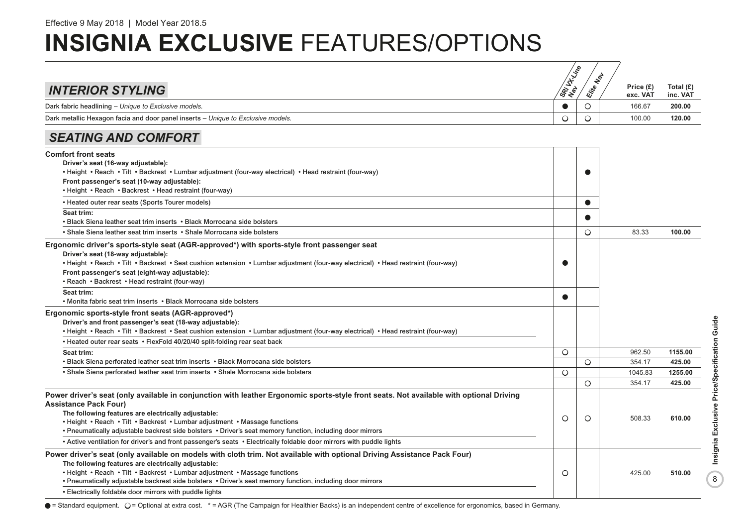Effective 9 May 2018 | Model Year 2018.5

# INSIGNIA EXCLUSIVE FEATURES/OPTIONS

## INTERIOR STYLING

| | SRi VX-Line Nav | Elite Nav | Price (£) exc. VAT | Total (£) inc. VAT |
|---|---|---|---|---|
| Dark fabric headlining – *Unique to Exclusive models.* | ● | ○ | 166.67 | **200.00** |
| Dark metallic Hexagon facia and door panel inserts – *Unique to Exclusive models.* | ○ | ○ | 100.00 | **120.00** |

## SEATING AND COMFORT

| | SRi VX-Line Nav | Elite Nav | Price (£) exc. VAT | Total (£) inc. VAT |
|---|---|---|---|---|
| **Comfort front seats**<br>**Driver's seat (16-way adjustable):**<br>• Height • Reach • Tilt • Backrest • Lumbar adjustment (four-way electrical) • Head restraint (four-way)<br>**Front passenger's seat (10-way adjustable):**<br>• Height • Reach • Backrest • Head restraint (four-way) | | ● | | |
| • Heated outer rear seats (Sports Tourer models) | | ● | | |
| **Seat trim:**<br>• Black Siena leather seat trim inserts • Black Morrocana side bolsters | | ● | | |
| • Shale Siena leather seat trim inserts • Shale Morrocana side bolsters | | ○ | 83.33 | **100.00** |
| **Ergonomic driver's sports-style seat (AGR-approved*) with sports-style front passenger seat**<br>**Driver's seat (18-way adjustable):**<br>• Height • Reach • Tilt • Backrest • Seat cushion extension • Lumbar adjustment (four-way electrical) • Head restraint (four-way)<br>**Front passenger's seat (eight-way adjustable):**<br>• Reach • Backrest • Head restraint (four-way) | ● | | | |
| **Seat trim:**<br>• Monita fabric seat trim inserts • Black Morrocana side bolsters | ● | | | |
| **Ergonomic sports-style front seats (AGR-approved*)**<br>**Driver's and front passenger's seat (18-way adjustable):**<br>• Height • Reach • Tilt • Backrest • Seat cushion extension • Lumbar adjustment (four-way electrical) • Head restraint (four-way)<br>• Heated outer rear seats • FlexFold 40/20/40 split-folding rear seat back | | | | |
| **Seat trim:** | ○ | | 962.50 | **1155.00** |
| • Black Siena perforated leather seat trim inserts • Black Morrocana side bolsters | | ○ | 354.17 | **425.00** |
| • Shale Siena perforated leather seat trim inserts • Shale Morrocana side bolsters | ○ | | 1045.83 | **1255.00** |
| | | ○ | 354.17 | **425.00** |
| **Power driver's seat (only available in conjunction with leather Ergonomic sports-style front seats. Not available with optional Driving Assistance Pack Four)**<br>**The following features are electrically adjustable:**<br>• Height • Reach • Tilt • Backrest • Lumbar adjustment • Massage functions<br>• Pneumatically adjustable backrest side bolsters • Driver's seat memory function, including door mirrors<br>• Active ventilation for driver's and front passenger's seats • Electrically foldable door mirrors with puddle lights | ○ | ○ | 508.33 | **610.00** |
| **Power driver's seat (only available on models with cloth trim. Not available with optional Driving Assistance Pack Four)**<br>**The following features are electrically adjustable:**<br>• Height • Reach • Tilt • Backrest • Lumbar adjustment • Massage functions<br>• Pneumatically adjustable backrest side bolsters • Driver's seat memory function, including door mirrors<br>• Electrically foldable door mirrors with puddle lights | ○ | | 425.00 | **510.00** |

● = Standard equipment. ○ = Optional at extra cost. * = AGR (The Campaign for Healthier Backs) is an independent centre of excellence for ergonomics, based in Germany.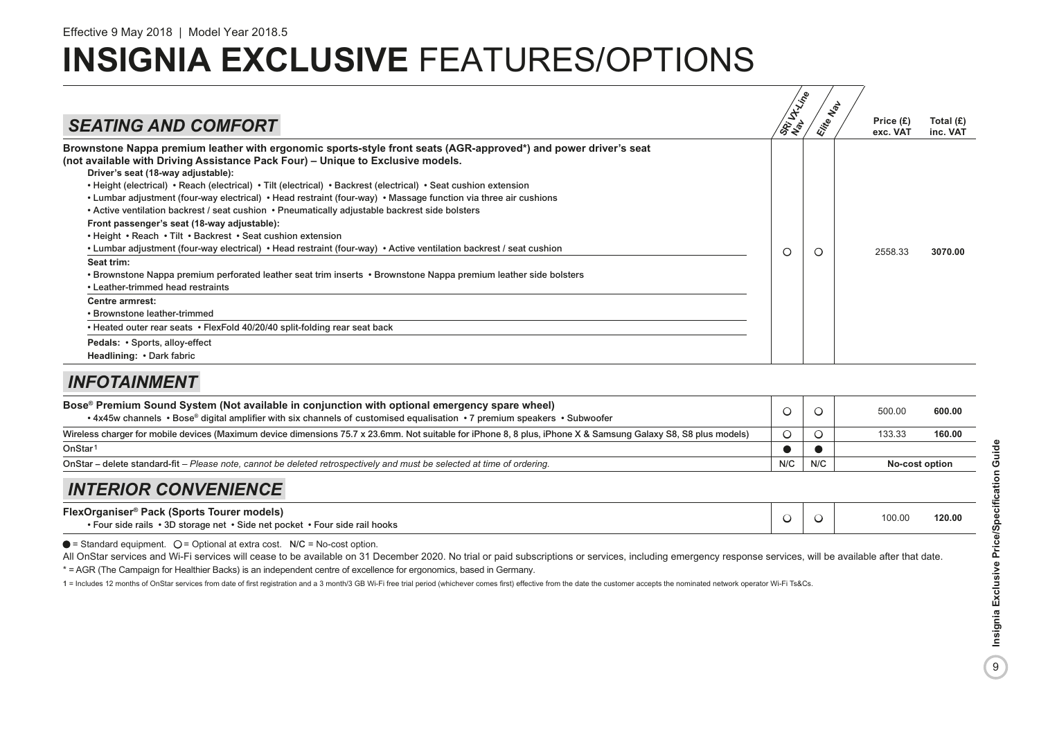Effective 9 May 2018 | Model Year 2018.5

# INSIGNIA EXCLUSIVE FEATURES/OPTIONS

## SEATING AND COMFORT

| | SRi VX-Line Nav | Elite Nav | Price (£) exc. VAT | Total (£) inc. VAT |
|---|---|---|---|---|
| **Brownstone Nappa premium leather with ergonomic sports-style front seats (AGR-approved*) and power driver's seat (not available with Driving Assistance Pack Four) – Unique to Exclusive models.**<br>**Driver's seat (18-way adjustable):**<br>• Height (electrical) • Reach (electrical) • Tilt (electrical) • Backrest (electrical) • Seat cushion extension<br>• Lumbar adjustment (four-way electrical) • Head restraint (four-way) • Massage function via three air cushions<br>• Active ventilation backrest / seat cushion • Pneumatically adjustable backrest side bolsters<br>**Front passenger's seat (18-way adjustable):**<br>• Height • Reach • Tilt • Backrest • Seat cushion extension<br>• Lumbar adjustment (four-way electrical) • Head restraint (four-way) • Active ventilation backrest / seat cushion<br>**Seat trim:**<br>• Brownstone Nappa premium perforated leather seat trim inserts • Brownstone Nappa premium leather side bolsters<br>• Leather-trimmed head restraints<br>**Centre armrest:**<br>• Brownstone leather-trimmed<br>• Heated outer rear seats • FlexFold 40/20/40 split-folding rear seat back<br>**Pedals:** • Sports, alloy-effect<br>**Headlining:** • Dark fabric | ○ | ○ | 2558.33 | **3070.00** |

## INFOTAINMENT

| | SRi VX-Line Nav | Elite Nav | Price (£) exc. VAT | Total (£) inc. VAT |
|---|---|---|---|---|
| **Bose® Premium Sound System (Not available in conjunction with optional emergency spare wheel)**<br>• 4x45w channels • Bose® digital amplifier with six channels of customised equalisation • 7 premium speakers • Subwoofer | ○ | ○ | 500.00 | **600.00** |
| Wireless charger for mobile devices (Maximum device dimensions 75.7 x 23.6mm. Not suitable for iPhone 8, 8 plus, iPhone X & Samsung Galaxy S8, S8 plus models) | ○ | ○ | 133.33 | **160.00** |
| OnStar[1] | ● | ● | | |
| OnStar – delete standard-fit – *Please note, cannot be deleted retrospectively and must be selected at time of ordering.* | N/C | N/C | **No-cost option** | |

## INTERIOR CONVENIENCE

| | SRi VX-Line Nav | Elite Nav | Price (£) exc. VAT | Total (£) inc. VAT |
|---|---|---|---|---|
| **FlexOrganiser® Pack (Sports Tourer models)**<br>• Four side rails • 3D storage net • Side net pocket • Four side rail hooks | ○ | ○ | 100.00 | **120.00** |

● = Standard equipment. ○ = Optional at extra cost. N/C = No-cost option.

All OnStar services and Wi-Fi services will cease to be available on 31 December 2020. No trial or paid subscriptions or services, including emergency response services, will be available after that date.

\* = AGR (The Campaign for Healthier Backs) is an independent centre of excellence for ergonomics, based in Germany.

1 = Includes 12 months of OnStar services from date of first registration and a 3 month/3 GB Wi-Fi free trial period (whichever comes first) effective from the date the customer accepts the nominated network operator Wi-Fi Ts&Cs.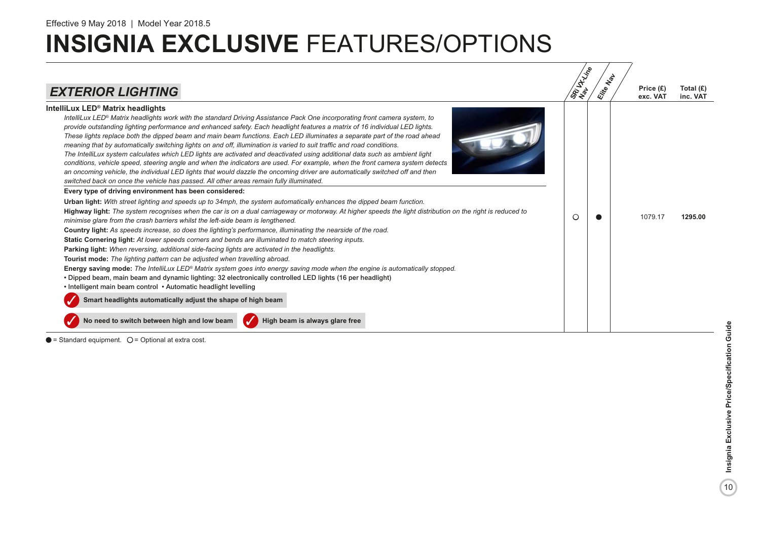Effective 9 May 2018 | Model Year 2018.5

# INSIGNIA EXCLUSIVE FEATURES/OPTIONS

## EXTERIOR LIGHTING

| Feature | SRi VX-Line Nav | Elite Nav | Price (£) exc. VAT | Total (£) inc. VAT |
|---|---|---|---|---|
| IntelliLux LED® Matrix headlights | ○ | ● | 1079.17 | 1295.00 |

### IntelliLux LED® Matrix headlights

*IntelliLux LED® Matrix headlights work with the standard Driving Assistance Pack One incorporating front camera system, to provide outstanding lighting performance and enhanced safety. Each headlight features a matrix of 16 individual LED lights. These lights replace both the dipped beam and main beam functions. Each LED illuminates a separate part of the road ahead meaning that by automatically switching lights on and off, illumination is varied to suit traffic and road conditions.*

*The IntelliLux system calculates which LED lights are activated and deactivated using additional data such as ambient light conditions, vehicle speed, steering angle and when the indicators are used. For example, when the front camera system detects an oncoming vehicle, the individual LED lights that would dazzle the oncoming driver are automatically switched off and then switched back on once the vehicle has passed. All other areas remain fully illuminated.*

**Every type of driving environment has been considered:**

**Urban light:** *With street lighting and speeds up to 34mph, the system automatically enhances the dipped beam function.*

**Highway light:** *The system recognises when the car is on a dual carriageway or motorway. At higher speeds the light distribution on the right is reduced to minimise glare from the crash barriers whilst the left-side beam is lengthened.*

**Country light:** *As speeds increase, so does the lighting's performance, illuminating the nearside of the road.*

**Static Cornering light:** *At lower speeds corners and bends are illuminated to match steering inputs.*

**Parking light:** *When reversing, additional side-facing lights are activated in the headlights.*

**Tourist mode:** *The lighting pattern can be adjusted when travelling abroad.*

**Energy saving mode:** *The IntelliLux LED® Matrix system goes into energy saving mode when the engine is automatically stopped.*

- Dipped beam, main beam and dynamic lighting: 32 electronically controlled LED lights (16 per headlight)
- Intelligent main beam control
- Automatic headlight levelling

✓ **Smart headlights automatically adjust the shape of high beam**

✓ **No need to switch between high and low beam**

✓ **High beam is always glare free**

● = Standard equipment. ○ = Optional at extra cost.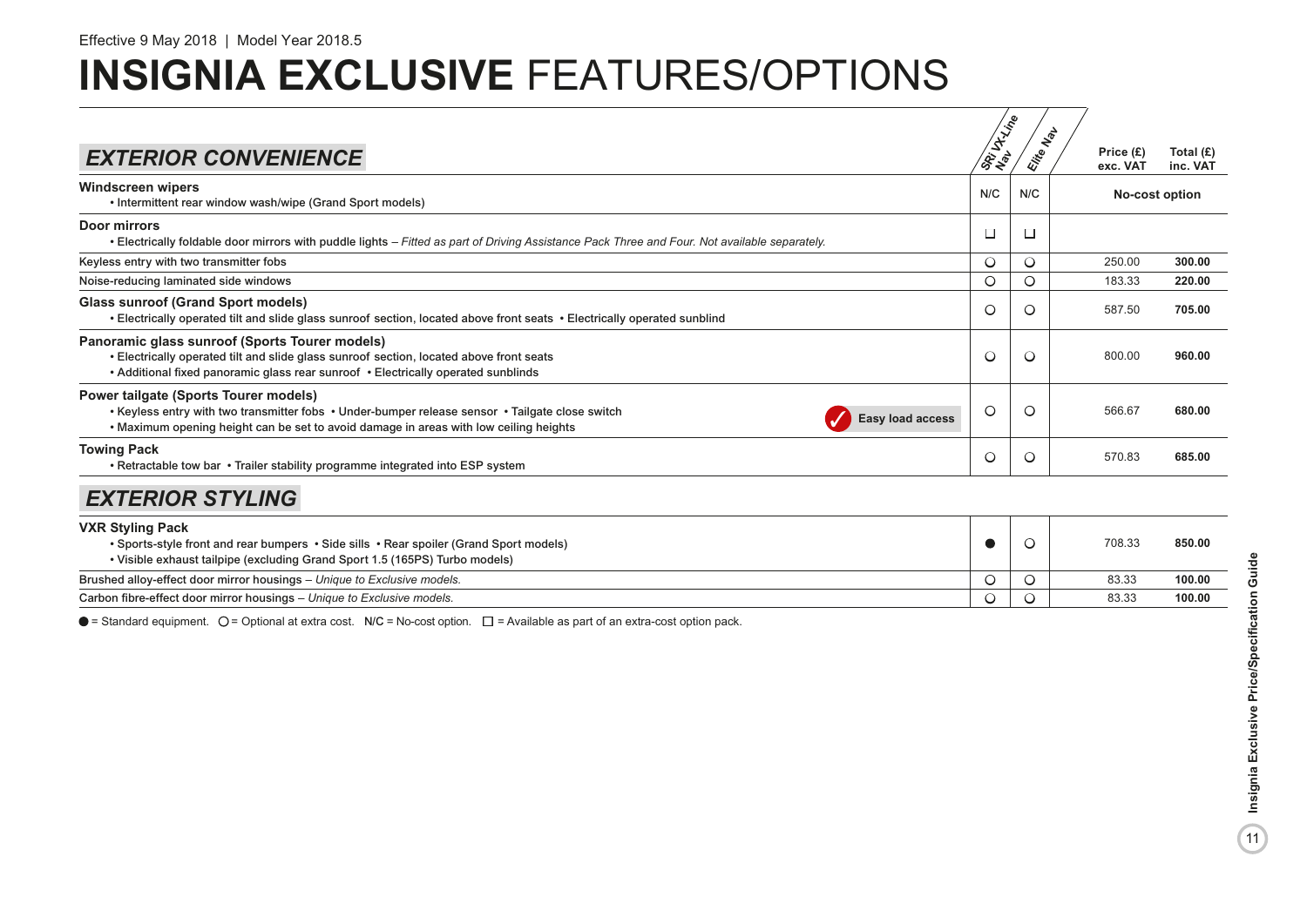Effective 9 May 2018 | Model Year 2018.5

# INSIGNIA EXCLUSIVE FEATURES/OPTIONS

## EXTERIOR CONVENIENCE

| | SRi VX-Line Nav | Elite Nav | Price (£) exc. VAT | Total (£) inc. VAT |
|---|---|---|---|---|
| **Windscreen wipers**<br>• Intermittent rear window wash/wipe (Grand Sport models) | N/C | N/C | No-cost option | |
| **Door mirrors**<br>• Electrically foldable door mirrors with puddle lights – *Fitted as part of Driving Assistance Pack Three and Four. Not available separately.* | ☐ | ☐ | | |
| Keyless entry with two transmitter fobs | ○ | ○ | 250.00 | **300.00** |
| Noise-reducing laminated side windows | ○ | ○ | 183.33 | **220.00** |
| **Glass sunroof (Grand Sport models)**<br>• Electrically operated tilt and slide glass sunroof section, located above front seats • Electrically operated sunblind | ○ | ○ | 587.50 | **705.00** |
| **Panoramic glass sunroof (Sports Tourer models)**<br>• Electrically operated tilt and slide glass sunroof section, located above front seats<br>• Additional fixed panoramic glass rear sunroof • Electrically operated sunblinds | ○ | ○ | 800.00 | **960.00** |
| **Power tailgate (Sports Tourer models)**<br>• Keyless entry with two transmitter fobs • Under-bumper release sensor • Tailgate close switch<br>• Maximum opening height can be set to avoid damage in areas with low ceiling heights<br>✓ **Easy load access** | ○ | ○ | 566.67 | **680.00** |
| **Towing Pack**<br>• Retractable tow bar • Trailer stability programme integrated into ESP system | ○ | ○ | 570.83 | **685.00** |

## EXTERIOR STYLING

| | SRi VX-Line Nav | Elite Nav | Price (£) exc. VAT | Total (£) inc. VAT |
|---|---|---|---|---|
| **VXR Styling Pack**<br>• Sports-style front and rear bumpers • Side sills • Rear spoiler (Grand Sport models)<br>• Visible exhaust tailpipe (excluding Grand Sport 1.5 (165PS) Turbo models) | ● | ○ | 708.33 | **850.00** |
| Brushed alloy-effect door mirror housings – *Unique to Exclusive models.* | ○ | ○ | 83.33 | **100.00** |
| Carbon fibre-effect door mirror housings – *Unique to Exclusive models.* | ○ | ○ | 83.33 | **100.00** |

● = Standard equipment. ○ = Optional at extra cost. N/C = No-cost option. ☐ = Available as part of an extra-cost option pack.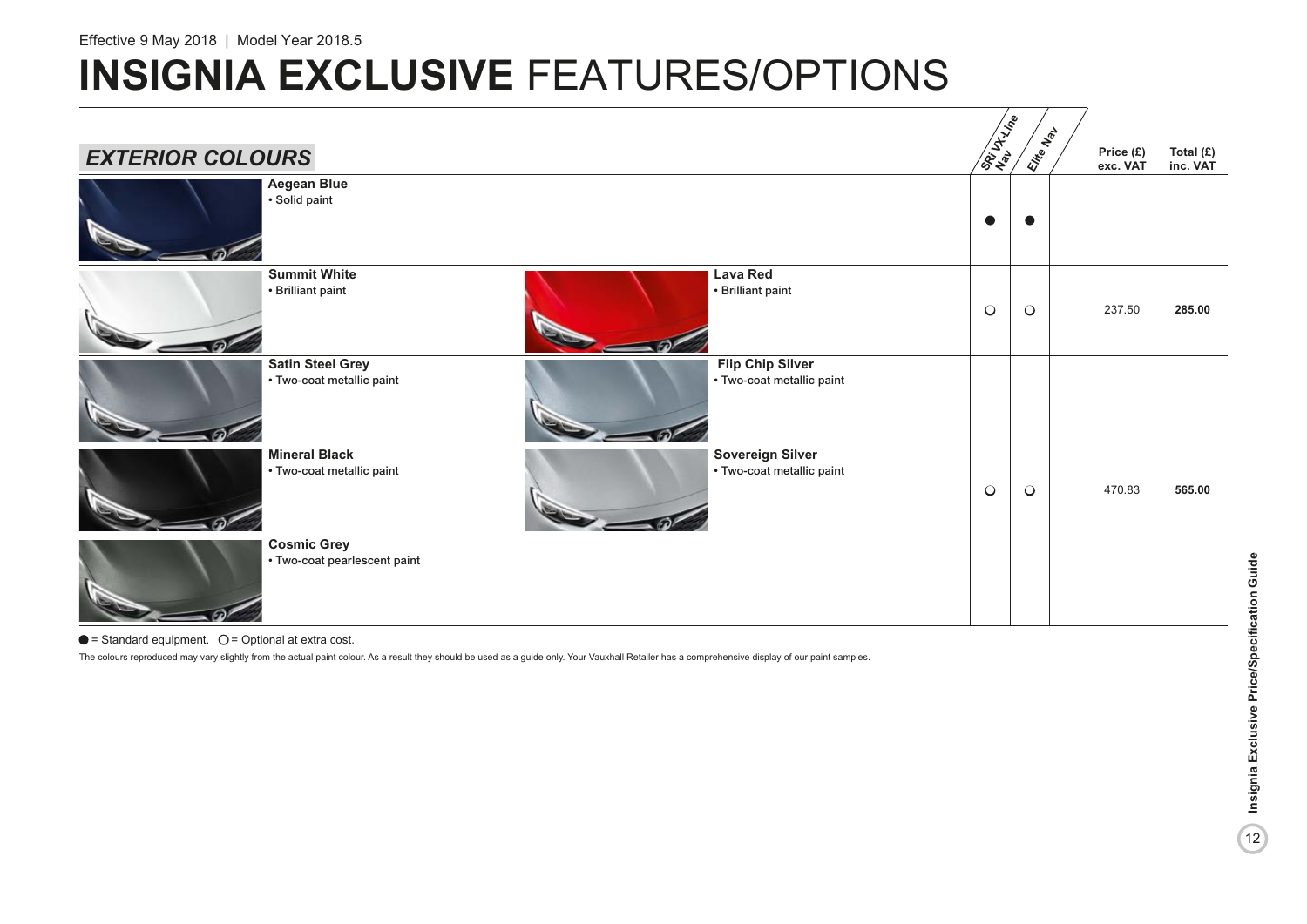Effective 9 May 2018 | Model Year 2018.5

# INSIGNIA EXCLUSIVE FEATURES/OPTIONS

## EXTERIOR COLOURS

| Colour | | SRi VX-Line Nav | Elite Nav | Price (£) exc. VAT | Total (£) inc. VAT |
|---|---|---|---|---|---|
| **Aegean Blue** • Solid paint | | ● | ● | | |
| **Summit White** • Brilliant paint | **Lava Red** • Brilliant paint | ○ | ○ | 237.50 | **285.00** |
| **Satin Steel Grey** • Two-coat metallic paint<br>**Mineral Black** • Two-coat metallic paint<br>**Cosmic Grey** • Two-coat pearlescent paint | **Flip Chip Silver** • Two-coat metallic paint<br>**Sovereign Silver** • Two-coat metallic paint | ○ | ○ | 470.83 | **565.00** |

● = Standard equipment. ○ = Optional at extra cost.

The colours reproduced may vary slightly from the actual paint colour. As a result they should be used as a guide only. Your Vauxhall Retailer has a comprehensive display of our paint samples.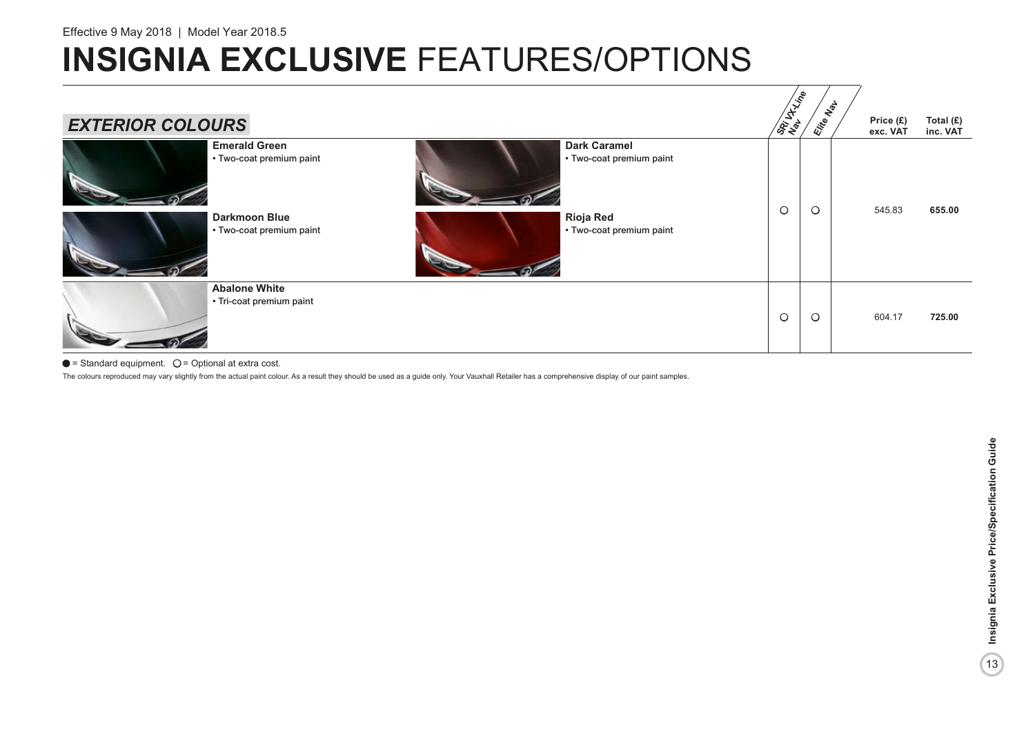Effective 9 May 2018 | Model Year 2018.5

# INSIGNIA EXCLUSIVE FEATURES/OPTIONS

## EXTERIOR COLOURS

| | SRi VX-Line Nav | Elite Nav | Price (£) exc. VAT | Total (£) inc. VAT |
|---|---|---|---|---|
| **Emerald Green** • Two-coat premium paint<br>**Dark Caramel** • Two-coat premium paint<br>**Darkmoon Blue** • Two-coat premium paint<br>**Rioja Red** • Two-coat premium paint | ○ | ○ | 545.83 | **655.00** |
| **Abalone White** • Tri-coat premium paint | ○ | ○ | 604.17 | **725.00** |

● = Standard equipment. ○ = Optional at extra cost.

The colours reproduced may vary slightly from the actual paint colour. As a result they should be used as a guide only. Your Vauxhall Retailer has a comprehensive display of our paint samples.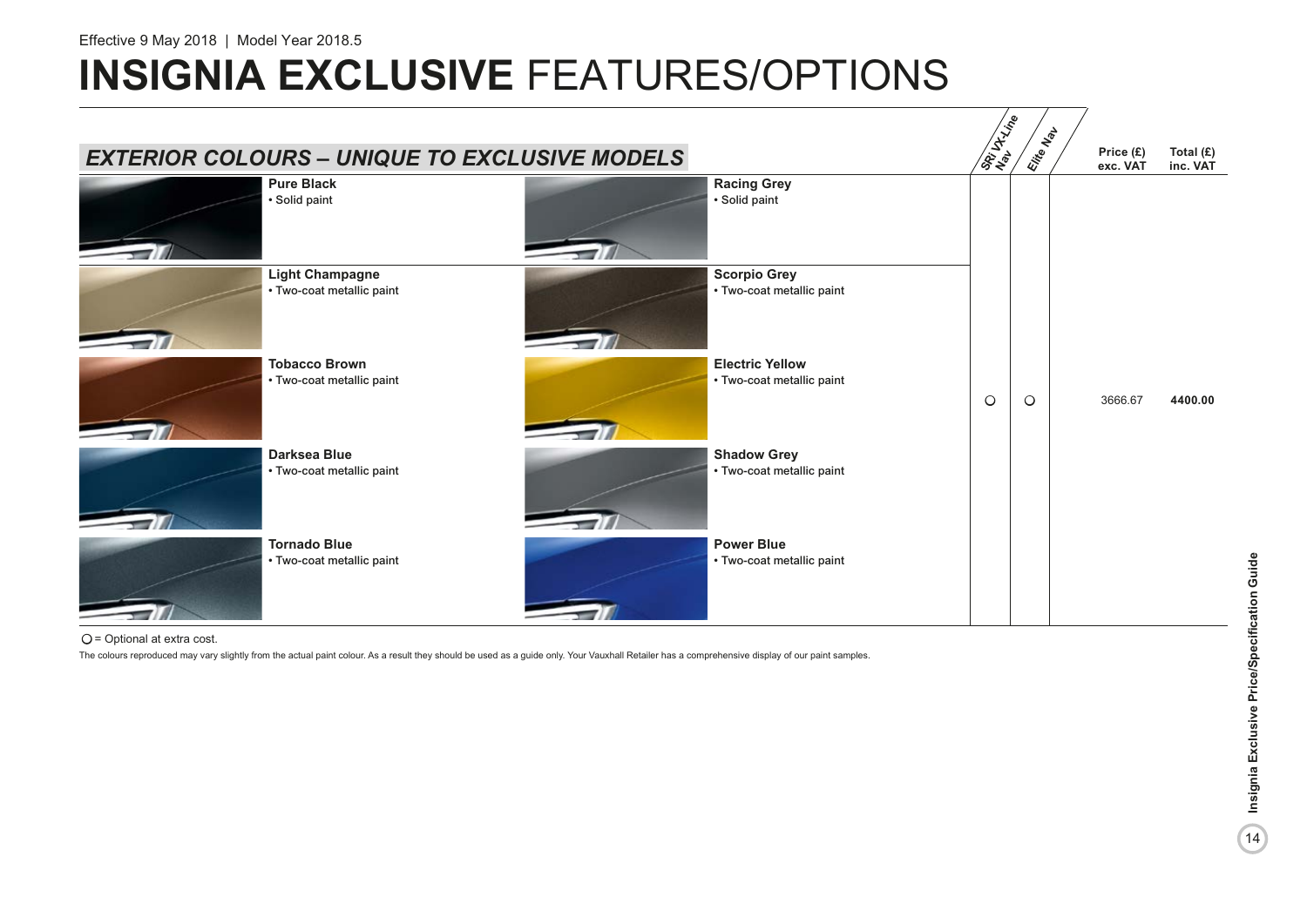Effective 9 May 2018 | Model Year 2018.5

# INSIGNIA EXCLUSIVE FEATURES/OPTIONS

## *EXTERIOR COLOURS – UNIQUE TO EXCLUSIVE MODELS*

| Colour | Paint type | SRi VX-Line Nav | Elite Nav | Price (£) exc. VAT | Total (£) inc. VAT |
|---|---|---|---|---|---|
| **Pure Black** | • Solid paint | ○ | ○ | 3666.67 | **4400.00** |
| **Racing Grey** | • Solid paint | | | | |
| **Light Champagne** | • Two-coat metallic paint | | | | |
| **Scorpio Grey** | • Two-coat metallic paint | | | | |
| **Tobacco Brown** | • Two-coat metallic paint | | | | |
| **Electric Yellow** | • Two-coat metallic paint | | | | |
| **Darksea Blue** | • Two-coat metallic paint | | | | |
| **Shadow Grey** | • Two-coat metallic paint | | | | |
| **Tornado Blue** | • Two-coat metallic paint | | | | |
| **Power Blue** | • Two-coat metallic paint | | | | |

○ = Optional at extra cost.

The colours reproduced may vary slightly from the actual paint colour. As a result they should be used as a guide only. Your Vauxhall Retailer has a comprehensive display of our paint samples.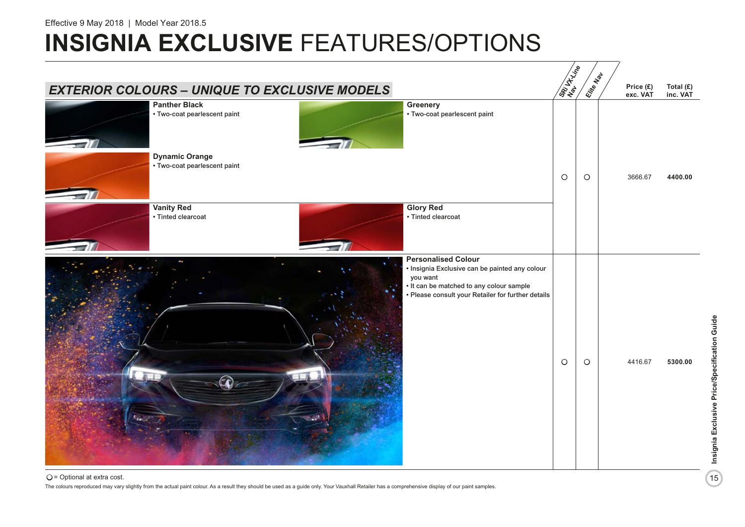Effective 9 May 2018 | Model Year 2018.5

# INSIGNIA EXCLUSIVE FEATURES/OPTIONS

## EXTERIOR COLOURS – UNIQUE TO EXCLUSIVE MODELS

| Colour | SRi VX-Line Nav | Elite Nav | Price (£) exc. VAT | Total (£) inc. VAT |
|---|---|---|---|---|
| **Panther Black** • Two-coat pearlescent paint<br>**Greenery** • Two-coat pearlescent paint<br>**Dynamic Orange** • Two-coat pearlescent paint<br>**Vanity Red** • Tinted clearcoat<br>**Glory Red** • Tinted clearcoat | ○ | ○ | 3666.67 | **4400.00** |
| **Personalised Colour**<br>• Insignia Exclusive can be painted any colour you want<br>• It can be matched to any colour sample<br>• Please consult your Retailer for further details | ○ | ○ | 4416.67 | **5300.00** |

○ = Optional at extra cost.

The colours reproduced may vary slightly from the actual paint colour. As a result they should be used as a guide only. Your Vauxhall Retailer has a comprehensive display of our paint samples.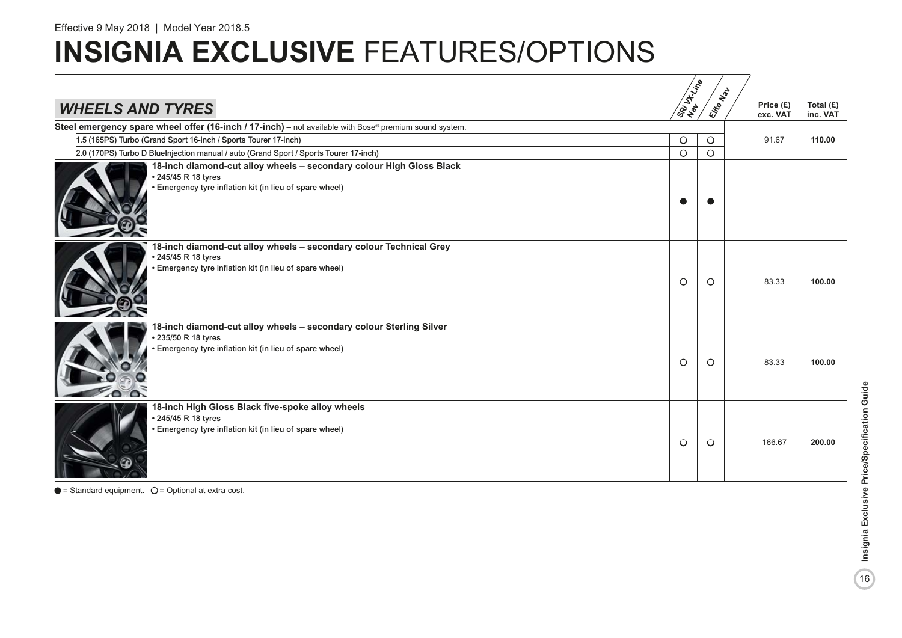Effective 9 May 2018 | Model Year 2018.5

# INSIGNIA EXCLUSIVE FEATURES/OPTIONS

| WHEELS AND TYRES | SRi VX-Line Nav | Elite Nav | Price (£) exc. VAT | Total (£) inc. VAT |
|---|---|---|---|---|
| **Steel emergency spare wheel offer (16-inch / 17-inch)** – not available with Bose® premium sound system. | | | | |
| 1.5 (165PS) Turbo (Grand Sport 16-inch / Sports Tourer 17-inch) | ○ | ○ | 91.67 | **110.00** |
| 2.0 (170PS) Turbo D BlueInjection manual / auto (Grand Sport / Sports Tourer 17-inch) | ○ | ○ | | |
| **18-inch diamond-cut alloy wheels – secondary colour High Gloss Black**<br>• 245/45 R 18 tyres<br>• Emergency tyre inflation kit (in lieu of spare wheel) | ● | ● | | |
| **18-inch diamond-cut alloy wheels – secondary colour Technical Grey**<br>• 245/45 R 18 tyres<br>• Emergency tyre inflation kit (in lieu of spare wheel) | ○ | ○ | 83.33 | **100.00** |
| **18-inch diamond-cut alloy wheels – secondary colour Sterling Silver**<br>• 235/50 R 18 tyres<br>• Emergency tyre inflation kit (in lieu of spare wheel) | ○ | ○ | 83.33 | **100.00** |
| **18-inch High Gloss Black five-spoke alloy wheels**<br>• 245/45 R 18 tyres<br>• Emergency tyre inflation kit (in lieu of spare wheel) | ○ | ○ | 166.67 | **200.00** |

● = Standard equipment. ○ = Optional at extra cost.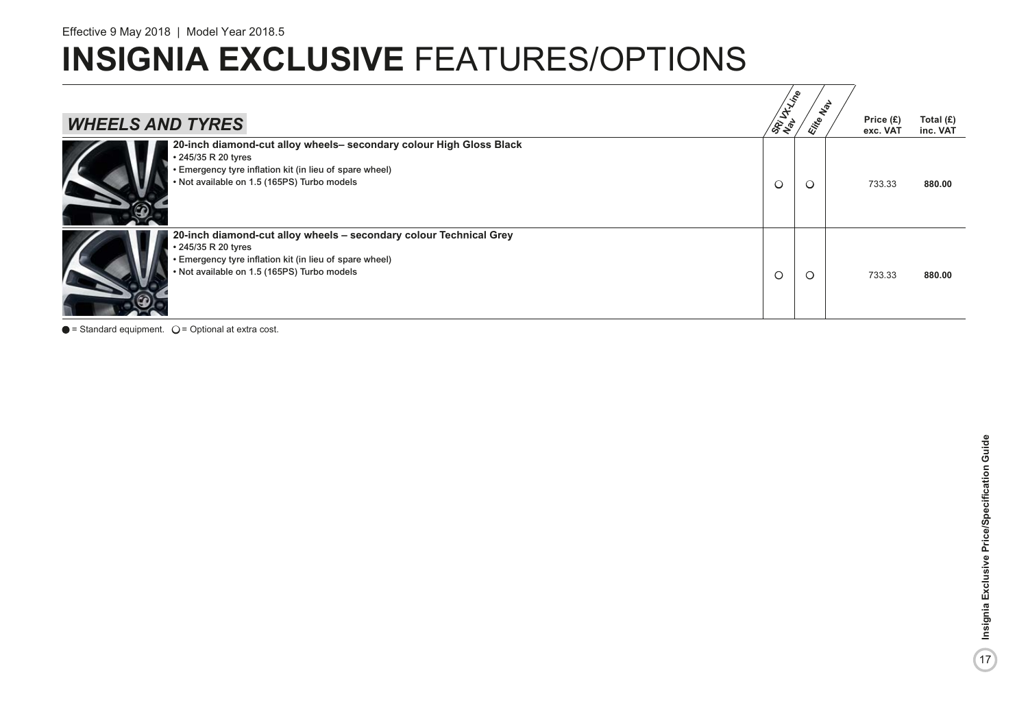Effective 9 May 2018 | Model Year 2018.5

# INSIGNIA EXCLUSIVE FEATURES/OPTIONS

| WHEELS AND TYRES | SRi VX-Line Nav | Elite Nav | Price (£) exc. VAT | Total (£) inc. VAT |
|---|---|---|---|---|
| **20-inch diamond-cut alloy wheels– secondary colour High Gloss Black**<br>• 245/35 R 20 tyres<br>• Emergency tyre inflation kit (in lieu of spare wheel)<br>• Not available on 1.5 (165PS) Turbo models | ○ | ○ | 733.33 | **880.00** |
| **20-inch diamond-cut alloy wheels – secondary colour Technical Grey**<br>• 245/35 R 20 tyres<br>• Emergency tyre inflation kit (in lieu of spare wheel)<br>• Not available on 1.5 (165PS) Turbo models | ○ | ○ | 733.33 | **880.00** |

● = Standard equipment. ○ = Optional at extra cost.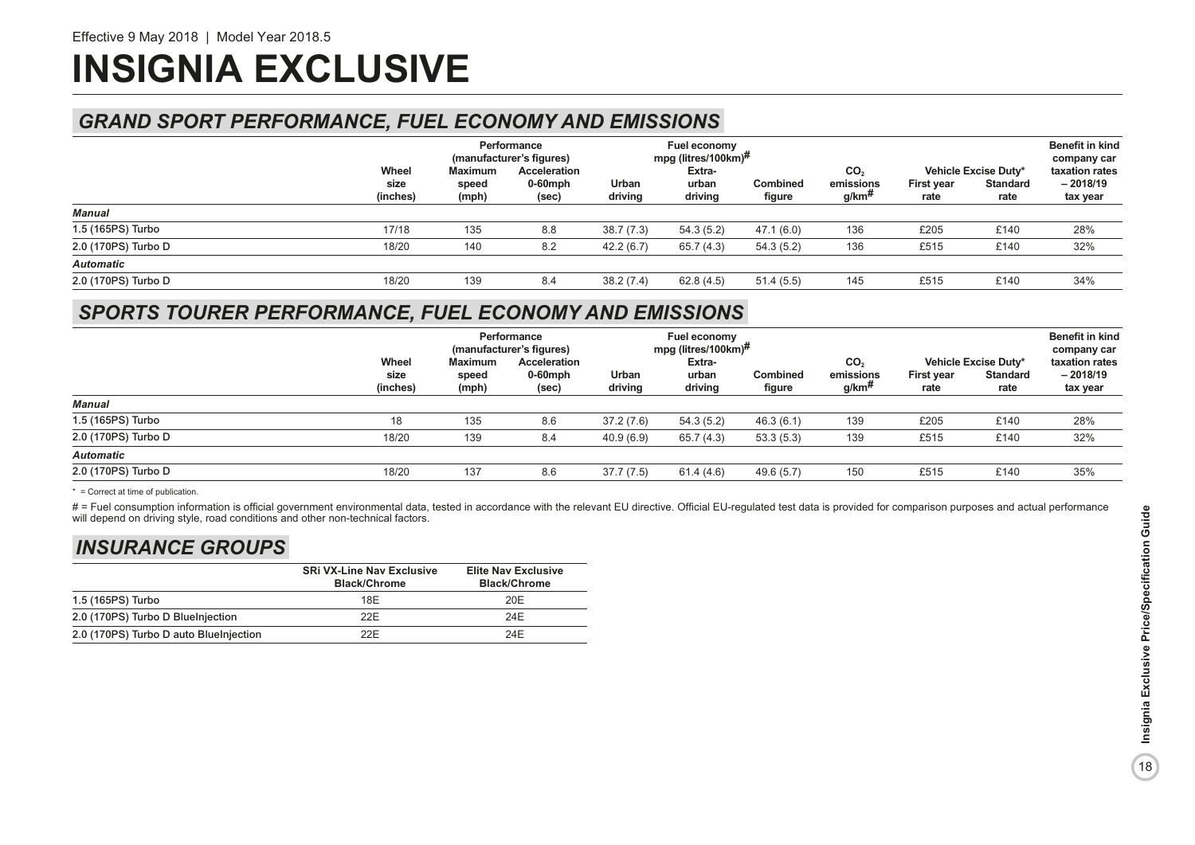Effective 9 May 2018 | Model Year 2018.5

# INSIGNIA EXCLUSIVE

## GRAND SPORT PERFORMANCE, FUEL ECONOMY AND EMISSIONS

| | Wheel size (inches) | Performance (manufacturer's figures) | | Fuel economy mpg (litres/100km)# | | | $CO_2$ emissions g/km# | Vehicle Excise Duty* | | Benefit in kind company car taxation rates – 2018/19 tax year |
|---|---|---|---|---|---|---|---|---|---|---|
| | | Maximum speed (mph) | Acceleration 0-60mph (sec) | Urban driving | Extra-urban driving | Combined figure | | First year rate | Standard rate | |
| ***Manual*** | | | | | | | | | | |
| 1.5 (165PS) Turbo | 17/18 | 135 | 8.8 | 38.7 (7.3) | 54.3 (5.2) | 47.1 (6.0) | 136 | £205 | £140 | 28% |
| 2.0 (170PS) Turbo D | 18/20 | 140 | 8.2 | 42.2 (6.7) | 65.7 (4.3) | 54.3 (5.2) | 136 | £515 | £140 | 32% |
| ***Automatic*** | | | | | | | | | | |
| 2.0 (170PS) Turbo D | 18/20 | 139 | 8.4 | 38.2 (7.4) | 62.8 (4.5) | 51.4 (5.5) | 145 | £515 | £140 | 34% |

## SPORTS TOURER PERFORMANCE, FUEL ECONOMY AND EMISSIONS

| | Wheel size (inches) | Performance (manufacturer's figures) | | Fuel economy mpg (litres/100km)# | | | $CO_2$ emissions g/km# | Vehicle Excise Duty* | | Benefit in kind company car taxation rates – 2018/19 tax year |
|---|---|---|---|---|---|---|---|---|---|---|
| | | Maximum speed (mph) | Acceleration 0-60mph (sec) | Urban driving | Extra-urban driving | Combined figure | | First year rate | Standard rate | |
| ***Manual*** | | | | | | | | | | |
| 1.5 (165PS) Turbo | 18 | 135 | 8.6 | 37.2 (7.6) | 54.3 (5.2) | 46.3 (6.1) | 139 | £205 | £140 | 28% |
| 2.0 (170PS) Turbo D | 18/20 | 139 | 8.4 | 40.9 (6.9) | 65.7 (4.3) | 53.3 (5.3) | 139 | £515 | £140 | 32% |
| ***Automatic*** | | | | | | | | | | |
| 2.0 (170PS) Turbo D | 18/20 | 137 | 8.6 | 37.7 (7.5) | 61.4 (4.6) | 49.6 (5.7) | 150 | £515 | £140 | 35% |

* = Correct at time of publication.

# = Fuel consumption information is official government environmental data, tested in accordance with the relevant EU directive. Official EU-regulated test data is provided for comparison purposes and actual performance will depend on driving style, road conditions and other non-technical factors.

## INSURANCE GROUPS

| | SRi VX-Line Nav Exclusive Black/Chrome | Elite Nav Exclusive Black/Chrome |
|---|---|---|
| 1.5 (165PS) Turbo | 18E | 20E |
| 2.0 (170PS) Turbo D BlueInjection | 22E | 24E |
| 2.0 (170PS) Turbo D auto BlueInjection | 22E | 24E |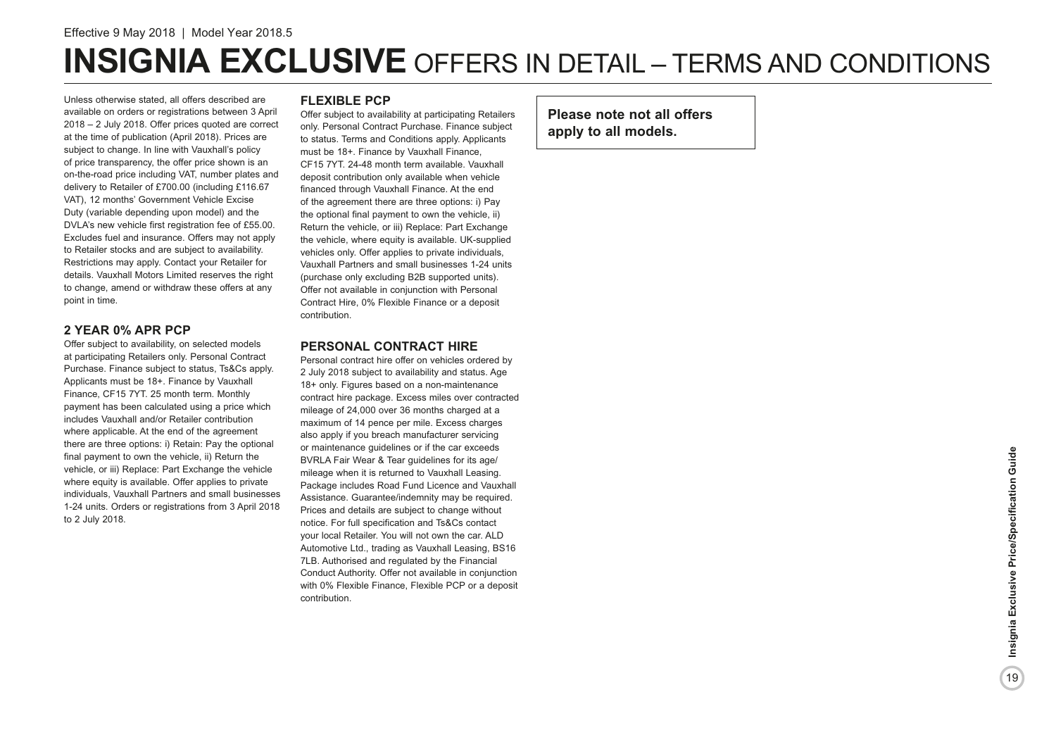Effective 9 May 2018 | Model Year 2018.5

# INSIGNIA EXCLUSIVE OFFERS IN DETAIL – TERMS AND CONDITIONS

Unless otherwise stated, all offers described are available on orders or registrations between 3 April 2018 – 2 July 2018. Offer prices quoted are correct at the time of publication (April 2018). Prices are subject to change. In line with Vauxhall's policy of price transparency, the offer price shown is an on-the-road price including VAT, number plates and delivery to Retailer of £700.00 (including £116.67 VAT), 12 months' Government Vehicle Excise Duty (variable depending upon model) and the DVLA's new vehicle first registration fee of £55.00. Excludes fuel and insurance. Offers may not apply to Retailer stocks and are subject to availability. Restrictions may apply. Contact your Retailer for details. Vauxhall Motors Limited reserves the right to change, amend or withdraw these offers at any point in time.

## 2 YEAR 0% APR PCP

Offer subject to availability, on selected models at participating Retailers only. Personal Contract Purchase. Finance subject to status, Ts&Cs apply. Applicants must be 18+. Finance by Vauxhall Finance, CF15 7YT. 25 month term. Monthly payment has been calculated using a price which includes Vauxhall and/or Retailer contribution where applicable. At the end of the agreement there are three options: i) Retain: Pay the optional final payment to own the vehicle, ii) Return the vehicle, or iii) Replace: Part Exchange the vehicle where equity is available. Offer applies to private individuals, Vauxhall Partners and small businesses 1-24 units. Orders or registrations from 3 April 2018 to 2 July 2018.

## FLEXIBLE PCP

Offer subject to availability at participating Retailers only. Personal Contract Purchase. Finance subject to status. Terms and Conditions apply. Applicants must be 18+. Finance by Vauxhall Finance, CF15 7YT. 24-48 month term available. Vauxhall deposit contribution only available when vehicle financed through Vauxhall Finance. At the end of the agreement there are three options: i) Pay the optional final payment to own the vehicle, ii) Return the vehicle, or iii) Replace: Part Exchange the vehicle, where equity is available. UK-supplied vehicles only. Offer applies to private individuals, Vauxhall Partners and small businesses 1-24 units (purchase only excluding B2B supported units). Offer not available in conjunction with Personal Contract Hire, 0% Flexible Finance or a deposit contribution.

## PERSONAL CONTRACT HIRE

Personal contract hire offer on vehicles ordered by 2 July 2018 subject to availability and status. Age 18+ only. Figures based on a non-maintenance contract hire package. Excess miles over contracted mileage of 24,000 over 36 months charged at a maximum of 14 pence per mile. Excess charges also apply if you breach manufacturer servicing or maintenance guidelines or if the car exceeds BVRLA Fair Wear & Tear guidelines for its age/mileage when it is returned to Vauxhall Leasing. Package includes Road Fund Licence and Vauxhall Assistance. Guarantee/indemnity may be required. Prices and details are subject to change without notice. For full specification and Ts&Cs contact your local Retailer. You will not own the car. ALD Automotive Ltd., trading as Vauxhall Leasing, BS16 7LB. Authorised and regulated by the Financial Conduct Authority. Offer not available in conjunction with 0% Flexible Finance, Flexible PCP or a deposit contribution.

**Please note not all offers apply to all models.**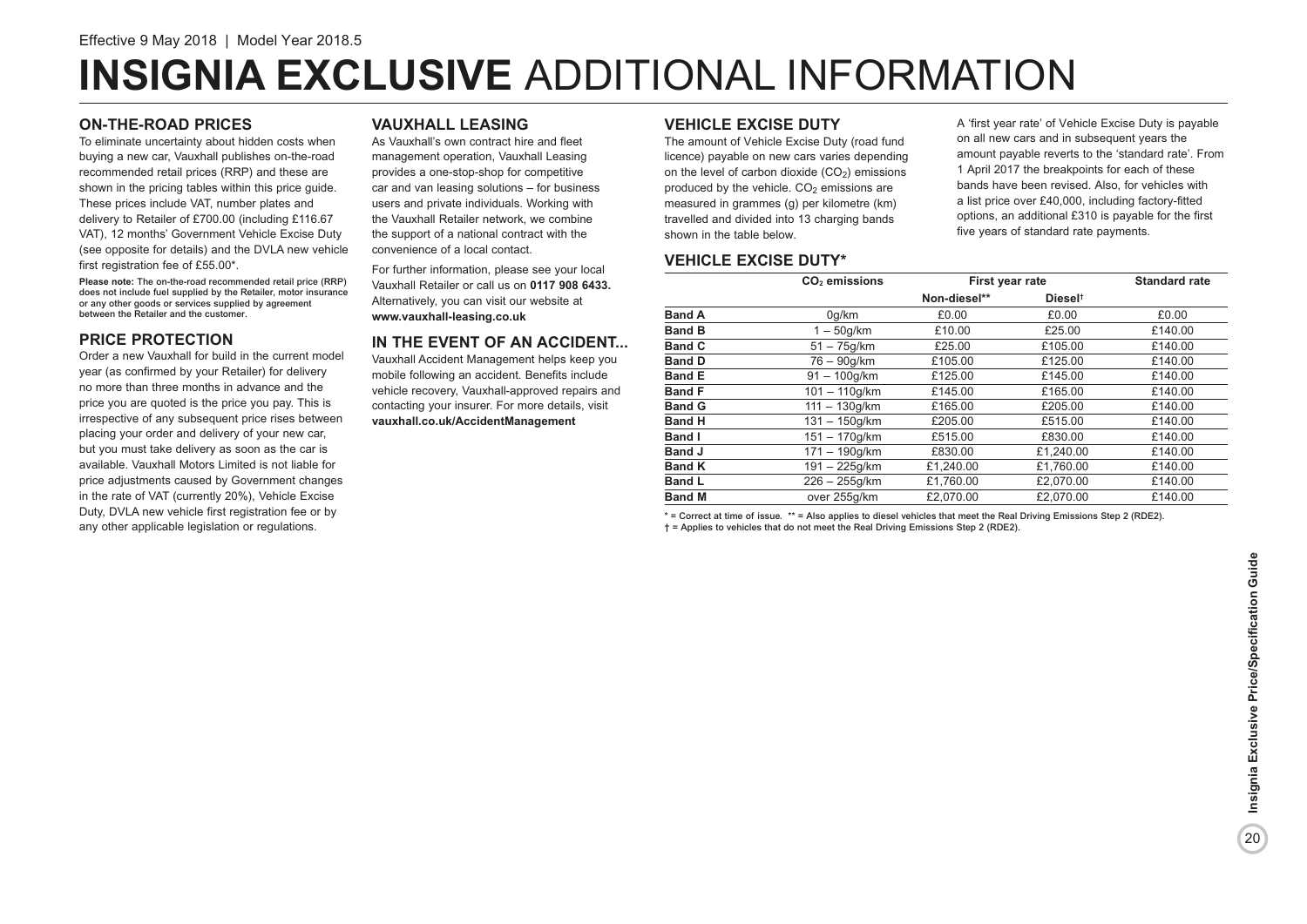Effective 9 May 2018 | Model Year 2018.5

# INSIGNIA EXCLUSIVE ADDITIONAL INFORMATION

## ON-THE-ROAD PRICES

To eliminate uncertainty about hidden costs when buying a new car, Vauxhall publishes on-the-road recommended retail prices (RRP) and these are shown in the pricing tables within this price guide. These prices include VAT, number plates and delivery to Retailer of £700.00 (including £116.67 VAT), 12 months' Government Vehicle Excise Duty (see opposite for details) and the DVLA new vehicle first registration fee of £55.00*.

**Please note:** The on-the-road recommended retail price (RRP) does not include fuel supplied by the Retailer, motor insurance or any other goods or services supplied by agreement between the Retailer and the customer.

## PRICE PROTECTION

Order a new Vauxhall for build in the current model year (as confirmed by your Retailer) for delivery no more than three months in advance and the price you are quoted is the price you pay. This is irrespective of any subsequent price rises between placing your order and delivery of your new car, but you must take delivery as soon as the car is available. Vauxhall Motors Limited is not liable for price adjustments caused by Government changes in the rate of VAT (currently 20%), Vehicle Excise Duty, DVLA new vehicle first registration fee or by any other applicable legislation or regulations.

## VAUXHALL LEASING

As Vauxhall's own contract hire and fleet management operation, Vauxhall Leasing provides a one-stop-shop for competitive car and van leasing solutions – for business users and private individuals. Working with the Vauxhall Retailer network, we combine the support of a national contract with the convenience of a local contact.

For further information, please see your local Vauxhall Retailer or call us on **0117 908 6433.** Alternatively, you can visit our website at **www.vauxhall-leasing.co.uk**

## IN THE EVENT OF AN ACCIDENT...

Vauxhall Accident Management helps keep you mobile following an accident. Benefits include vehicle recovery, Vauxhall-approved repairs and contacting your insurer. For more details, visit **vauxhall.co.uk/AccidentManagement**

## VEHICLE EXCISE DUTY

The amount of Vehicle Excise Duty (road fund licence) payable on new cars varies depending on the level of carbon dioxide ($CO_2$) emissions produced by the vehicle. $CO_2$ emissions are measured in grammes (g) per kilometre (km) travelled and divided into 13 charging bands shown in the table below.

A 'first year rate' of Vehicle Excise Duty is payable on all new cars and in subsequent years the amount payable reverts to the 'standard rate'. From 1 April 2017 the breakpoints for each of these bands have been revised. Also, for vehicles with a list price over £40,000, including factory-fitted options, an additional £310 is payable for the first five years of standard rate payments.

## VEHICLE EXCISE DUTY*

| | $CO_2$ emissions | First year rate | | Standard rate |
|---|---|---|---|---|
| | | Non-diesel** | Diesel† | |
| **Band A** | 0g/km | £0.00 | £0.00 | £0.00 |
| **Band B** | 1 – 50g/km | £10.00 | £25.00 | £140.00 |
| **Band C** | 51 – 75g/km | £25.00 | £105.00 | £140.00 |
| **Band D** | 76 – 90g/km | £105.00 | £125.00 | £140.00 |
| **Band E** | 91 – 100g/km | £125.00 | £145.00 | £140.00 |
| **Band F** | 101 – 110g/km | £145.00 | £165.00 | £140.00 |
| **Band G** | 111 – 130g/km | £165.00 | £205.00 | £140.00 |
| **Band H** | 131 – 150g/km | £205.00 | £515.00 | £140.00 |
| **Band I** | 151 – 170g/km | £515.00 | £830.00 | £140.00 |
| **Band J** | 171 – 190g/km | £830.00 | £1,240.00 | £140.00 |
| **Band K** | 191 – 225g/km | £1,240.00 | £1,760.00 | £140.00 |
| **Band L** | 226 – 255g/km | £1,760.00 | £2,070.00 | £140.00 |
| **Band M** | over 255g/km | £2,070.00 | £2,070.00 | £140.00 |

* = Correct at time of issue. ** = Also applies to diesel vehicles that meet the Real Driving Emissions Step 2 (RDE2).
† = Applies to vehicles that do not meet the Real Driving Emissions Step 2 (RDE2).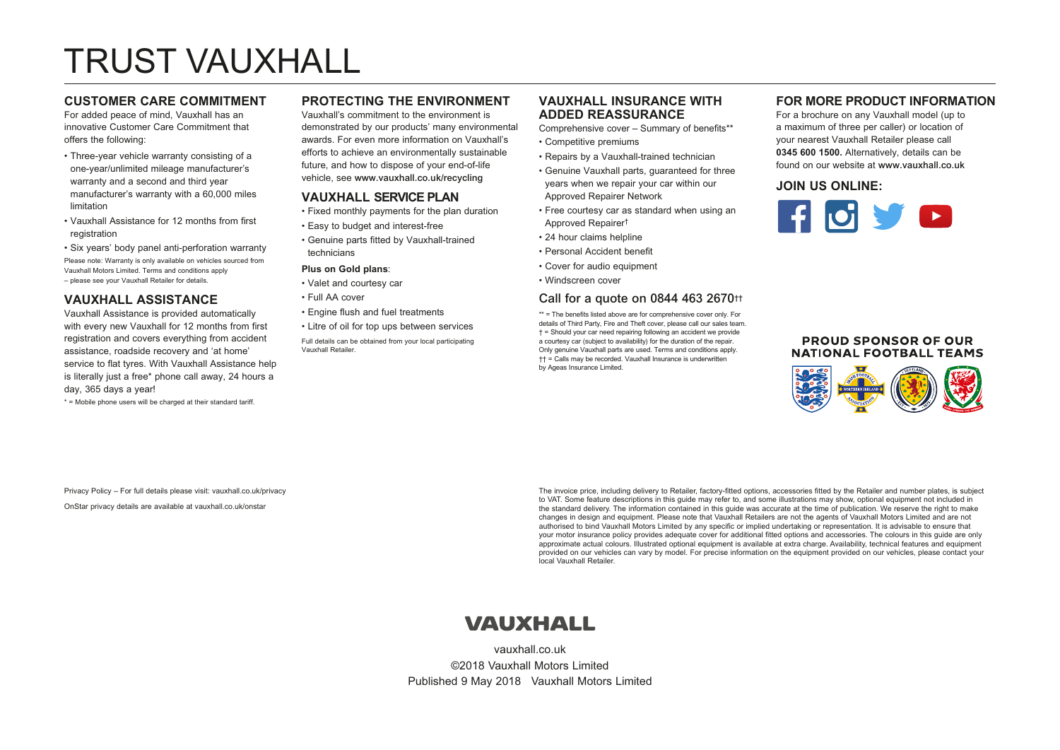# TRUST VAUXHALL

## CUSTOMER CARE COMMITMENT

For added peace of mind, Vauxhall has an innovative Customer Care Commitment that offers the following:

- Three-year vehicle warranty consisting of a one-year/unlimited mileage manufacturer's warranty and a second and third year manufacturer's warranty with a 60,000 miles limitation
- Vauxhall Assistance for 12 months from first registration
- Six years' body panel anti-perforation warranty

Please note: Warranty is only available on vehicles sourced from Vauxhall Motors Limited. Terms and conditions apply – please see your Vauxhall Retailer for details.

## VAUXHALL ASSISTANCE

Vauxhall Assistance is provided automatically with every new Vauxhall for 12 months from first registration and covers everything from accident assistance, roadside recovery and 'at home' service to flat tyres. With Vauxhall Assistance help is literally just a free* phone call away, 24 hours a day, 365 days a year!

* = Mobile phone users will be charged at their standard tariff.

## PROTECTING THE ENVIRONMENT

Vauxhall's commitment to the environment is demonstrated by our products' many environmental awards. For even more information on Vauxhall's efforts to achieve an environmentally sustainable future, and how to dispose of your end-of-life vehicle, see **www.vauxhall.co.uk/recycling**

## VAUXHALL SERVICE PLAN

- Fixed monthly payments for the plan duration
- Easy to budget and interest-free
- Genuine parts fitted by Vauxhall-trained technicians

**Plus on Gold plans**:

- Valet and courtesy car
- Full AA cover
- Engine flush and fuel treatments
- Litre of oil for top ups between services

Full details can be obtained from your local participating Vauxhall Retailer.

## VAUXHALL INSURANCE WITH ADDED REASSURANCE

Comprehensive cover – Summary of benefits**

- Competitive premiums
- Repairs by a Vauxhall-trained technician
- Genuine Vauxhall parts, guaranteed for three years when we repair your car within our Approved Repairer Network
- Free courtesy car as standard when using an Approved Repairer†
- 24 hour claims helpline
- Personal Accident benefit
- Cover for audio equipment
- Windscreen cover

### Call for a quote on 0844 463 2670††

** = The benefits listed above are for comprehensive cover only. For details of Third Party, Fire and Theft cover, please call our sales team.
† = Should your car need repairing following an accident we provide a courtesy car (subject to availability) for the duration of the repair. Only genuine Vauxhall parts are used. Terms and conditions apply.
†† = Calls may be recorded. Vauxhall Insurance is underwritten by Ageas Insurance Limited.

## FOR MORE PRODUCT INFORMATION

For a brochure on any Vauxhall model (up to a maximum of three per caller) or location of your nearest Vauxhall Retailer please call **0345 600 1500.** Alternatively, details can be found on our website at **www.vauxhall.co.uk**

## JOIN US ONLINE:

**PROUD SPONSOR OF OUR NATIONAL FOOTBALL TEAMS**

Privacy Policy – For full details please visit: vauxhall.co.uk/privacy

OnStar privacy details are available at vauxhall.co.uk/onstar

The invoice price, including delivery to Retailer, factory-fitted options, accessories fitted by the Retailer and number plates, is subject to VAT. Some feature descriptions in this guide may refer to, and some illustrations may show, optional equipment not included in the standard delivery. The information contained in this guide was accurate at the time of publication. We reserve the right to make changes in design and equipment. Please note that Vauxhall Retailers are not the agents of Vauxhall Motors Limited and are not authorised to bind Vauxhall Motors Limited by any specific or implied undertaking or representation. It is advisable to ensure that your motor insurance policy provides adequate cover for additional fitted options and accessories. The colours in this guide are only approximate actual colours. Illustrated optional equipment is available at extra charge. Availability, technical features and equipment provided on our vehicles can vary by model. For precise information on the equipment provided on our vehicles, please contact your local Vauxhall Retailer.

**VAUXHALL**

vauxhall.co.uk

©2018 Vauxhall Motors Limited

Published 9 May 2018 Vauxhall Motors Limited